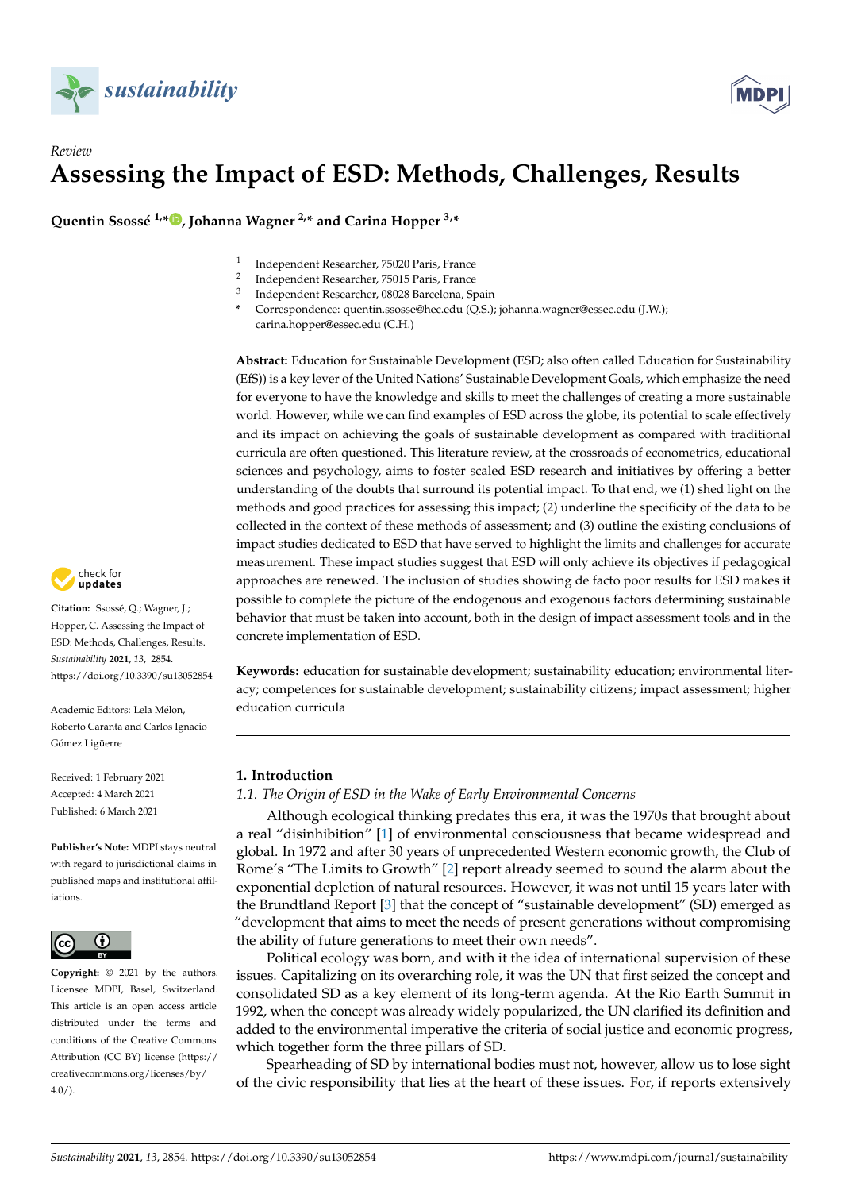*Review*

# Assessing the Impact of ESD: Methods, Challenges, Results

**Quentin Ssossé [1,*], Johanna Wagner [2,*] and Carina Hopper [3,*]**

[1] Independent Researcher, 75020 Paris, France
[2] Independent Researcher, 75015 Paris, France
[3] Independent Researcher, 08028 Barcelona, Spain
[*] Correspondence: quentin.ssosse@hec.edu (Q.S.); johanna.wagner@essec.edu (J.W.); carina.hopper@essec.edu (C.H.)

**Citation:** Ssossé, Q.; Wagner, J.; Hopper, C. Assessing the Impact of ESD: Methods, Challenges, Results. *Sustainability* **2021**, *13*, 2854. https://doi.org/10.3390/su13052854

Academic Editors: Lela Mélon, Roberto Caranta and Carlos Ignacio Gómez Ligüerre

Received: 1 February 2021
Accepted: 4 March 2021
Published: 6 March 2021

**Publisher's Note:** MDPI stays neutral with regard to jurisdictional claims in published maps and institutional affiliations.

**Copyright:** © 2021 by the authors. Licensee MDPI, Basel, Switzerland. This article is an open access article distributed under the terms and conditions of the Creative Commons Attribution (CC BY) license (https://creativecommons.org/licenses/by/4.0/).

**Abstract:** Education for Sustainable Development (ESD; also often called Education for Sustainability (EfS)) is a key lever of the United Nations' Sustainable Development Goals, which emphasize the need for everyone to have the knowledge and skills to meet the challenges of creating a more sustainable world. However, while we can find examples of ESD across the globe, its potential to scale effectively and its impact on achieving the goals of sustainable development as compared with traditional curricula are often questioned. This literature review, at the crossroads of econometrics, educational sciences and psychology, aims to foster scaled ESD research and initiatives by offering a better understanding of the doubts that surround its potential impact. To that end, we (1) shed light on the methods and good practices for assessing this impact; (2) underline the specificity of the data to be collected in the context of these methods of assessment; and (3) outline the existing conclusions of impact studies dedicated to ESD that have served to highlight the limits and challenges for accurate measurement. These impact studies suggest that ESD will only achieve its objectives if pedagogical approaches are renewed. The inclusion of studies showing de facto poor results for ESD makes it possible to complete the picture of the endogenous and exogenous factors determining sustainable behavior that must be taken into account, both in the design of impact assessment tools and in the concrete implementation of ESD.

**Keywords:** education for sustainable development; sustainability education; environmental literacy; competences for sustainable development; sustainability citizens; impact assessment; higher education curricula

## 1. Introduction

### 1.1. The Origin of ESD in the Wake of Early Environmental Concerns

Although ecological thinking predates this era, it was the 1970s that brought about a real "disinhibition" [1] of environmental consciousness that became widespread and global. In 1972 and after 30 years of unprecedented Western economic growth, the Club of Rome's "The Limits to Growth" [2] report already seemed to sound the alarm about the exponential depletion of natural resources. However, it was not until 15 years later with the Brundtland Report [3] that the concept of "sustainable development" (SD) emerged as "development that aims to meet the needs of present generations without compromising the ability of future generations to meet their own needs".

Political ecology was born, and with it the idea of international supervision of these issues. Capitalizing on its overarching role, it was the UN that first seized the concept and consolidated SD as a key element of its long-term agenda. At the Rio Earth Summit in 1992, when the concept was already widely popularized, the UN clarified its definition and added to the environmental imperative the criteria of social justice and economic progress, which together form the three pillars of SD.

Spearheading of SD by international bodies must not, however, allow us to lose sight of the civic responsibility that lies at the heart of these issues. For, if reports extensively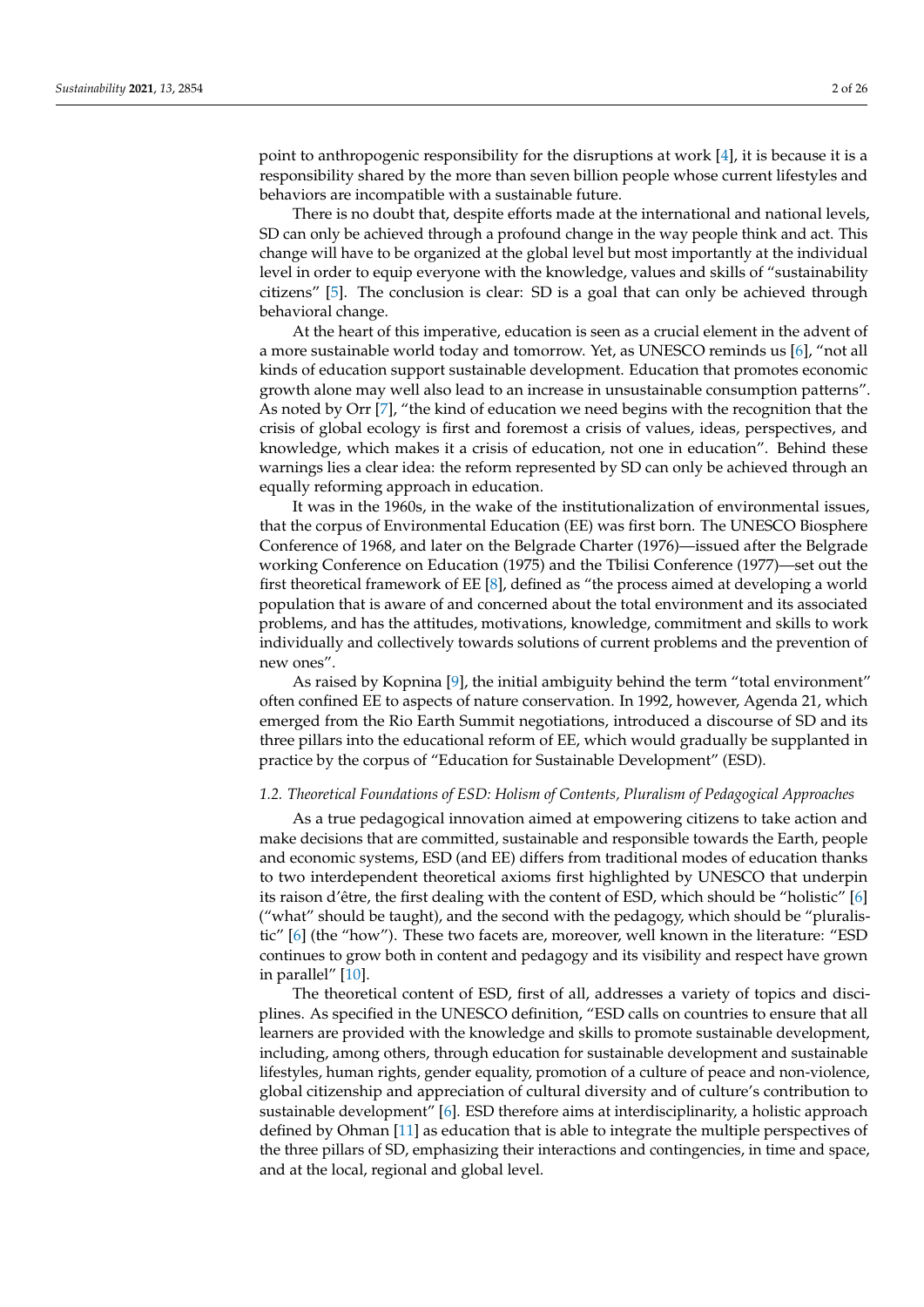point to anthropogenic responsibility for the disruptions at work [4], it is because it is a responsibility shared by the more than seven billion people whose current lifestyles and behaviors are incompatible with a sustainable future.

There is no doubt that, despite efforts made at the international and national levels, SD can only be achieved through a profound change in the way people think and act. This change will have to be organized at the global level but most importantly at the individual level in order to equip everyone with the knowledge, values and skills of "sustainability citizens" [5]. The conclusion is clear: SD is a goal that can only be achieved through behavioral change.

At the heart of this imperative, education is seen as a crucial element in the advent of a more sustainable world today and tomorrow. Yet, as UNESCO reminds us [6], "not all kinds of education support sustainable development. Education that promotes economic growth alone may well also lead to an increase in unsustainable consumption patterns". As noted by Orr [7], "the kind of education we need begins with the recognition that the crisis of global ecology is first and foremost a crisis of values, ideas, perspectives, and knowledge, which makes it a crisis of education, not one in education". Behind these warnings lies a clear idea: the reform represented by SD can only be achieved through an equally reforming approach in education.

It was in the 1960s, in the wake of the institutionalization of environmental issues, that the corpus of Environmental Education (EE) was first born. The UNESCO Biosphere Conference of 1968, and later on the Belgrade Charter (1976)—issued after the Belgrade working Conference on Education (1975) and the Tbilisi Conference (1977)—set out the first theoretical framework of EE [8], defined as "the process aimed at developing a world population that is aware of and concerned about the total environment and its associated problems, and has the attitudes, motivations, knowledge, commitment and skills to work individually and collectively towards solutions of current problems and the prevention of new ones".

As raised by Kopnina [9], the initial ambiguity behind the term "total environment" often confined EE to aspects of nature conservation. In 1992, however, Agenda 21, which emerged from the Rio Earth Summit negotiations, introduced a discourse of SD and its three pillars into the educational reform of EE, which would gradually be supplanted in practice by the corpus of "Education for Sustainable Development" (ESD).

### *1.2. Theoretical Foundations of ESD: Holism of Contents, Pluralism of Pedagogical Approaches*

As a true pedagogical innovation aimed at empowering citizens to take action and make decisions that are committed, sustainable and responsible towards the Earth, people and economic systems, ESD (and EE) differs from traditional modes of education thanks to two interdependent theoretical axioms first highlighted by UNESCO that underpin its raison d'être, the first dealing with the content of ESD, which should be "holistic" [6] ("what" should be taught), and the second with the pedagogy, which should be "pluralistic" [6] (the "how"). These two facets are, moreover, well known in the literature: "ESD continues to grow both in content and pedagogy and its visibility and respect have grown in parallel" [10].

The theoretical content of ESD, first of all, addresses a variety of topics and disciplines. As specified in the UNESCO definition, "ESD calls on countries to ensure that all learners are provided with the knowledge and skills to promote sustainable development, including, among others, through education for sustainable development and sustainable lifestyles, human rights, gender equality, promotion of a culture of peace and non-violence, global citizenship and appreciation of cultural diversity and of culture's contribution to sustainable development" [6]. ESD therefore aims at interdisciplinarity, a holistic approach defined by Ohman [11] as education that is able to integrate the multiple perspectives of the three pillars of SD, emphasizing their interactions and contingencies, in time and space, and at the local, regional and global level.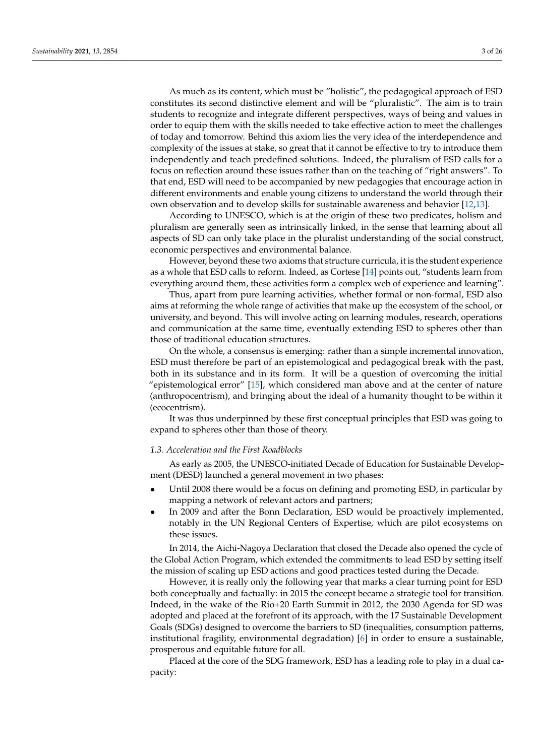As much as its content, which must be "holistic", the pedagogical approach of ESD constitutes its second distinctive element and will be "pluralistic". The aim is to train students to recognize and integrate different perspectives, ways of being and values in order to equip them with the skills needed to take effective action to meet the challenges of today and tomorrow. Behind this axiom lies the very idea of the interdependence and complexity of the issues at stake, so great that it cannot be effective to try to introduce them independently and teach predefined solutions. Indeed, the pluralism of ESD calls for a focus on reflection around these issues rather than on the teaching of "right answers". To that end, ESD will need to be accompanied by new pedagogies that encourage action in different environments and enable young citizens to understand the world through their own observation and to develop skills for sustainable awareness and behavior [12,13].

According to UNESCO, which is at the origin of these two predicates, holism and pluralism are generally seen as intrinsically linked, in the sense that learning about all aspects of SD can only take place in the pluralist understanding of the social construct, economic perspectives and environmental balance.

However, beyond these two axioms that structure curricula, it is the student experience as a whole that ESD calls to reform. Indeed, as Cortese [14] points out, "students learn from everything around them, these activities form a complex web of experience and learning".

Thus, apart from pure learning activities, whether formal or non-formal, ESD also aims at reforming the whole range of activities that make up the ecosystem of the school, or university, and beyond. This will involve acting on learning modules, research, operations and communication at the same time, eventually extending ESD to spheres other than those of traditional education structures.

On the whole, a consensus is emerging: rather than a simple incremental innovation, ESD must therefore be part of an epistemological and pedagogical break with the past, both in its substance and in its form. It will be a question of overcoming the initial "epistemological error" [15], which considered man above and at the center of nature (anthropocentrism), and bringing about the ideal of a humanity thought to be within it (ecocentrism).

It was thus underpinned by these first conceptual principles that ESD was going to expand to spheres other than those of theory.

### 1.3. Acceleration and the First Roadblocks

As early as 2005, the UNESCO-initiated Decade of Education for Sustainable Development (DESD) launched a general movement in two phases:

- Until 2008 there would be a focus on defining and promoting ESD, in particular by mapping a network of relevant actors and partners;
- In 2009 and after the Bonn Declaration, ESD would be proactively implemented, notably in the UN Regional Centers of Expertise, which are pilot ecosystems on these issues.

In 2014, the Aichi-Nagoya Declaration that closed the Decade also opened the cycle of the Global Action Program, which extended the commitments to lead ESD by setting itself the mission of scaling up ESD actions and good practices tested during the Decade.

However, it is really only the following year that marks a clear turning point for ESD both conceptually and factually: in 2015 the concept became a strategic tool for transition. Indeed, in the wake of the Rio+20 Earth Summit in 2012, the 2030 Agenda for SD was adopted and placed at the forefront of its approach, with the 17 Sustainable Development Goals (SDGs) designed to overcome the barriers to SD (inequalities, consumption patterns, institutional fragility, environmental degradation) [6] in order to ensure a sustainable, prosperous and equitable future for all.

Placed at the core of the SDG framework, ESD has a leading role to play in a dual capacity: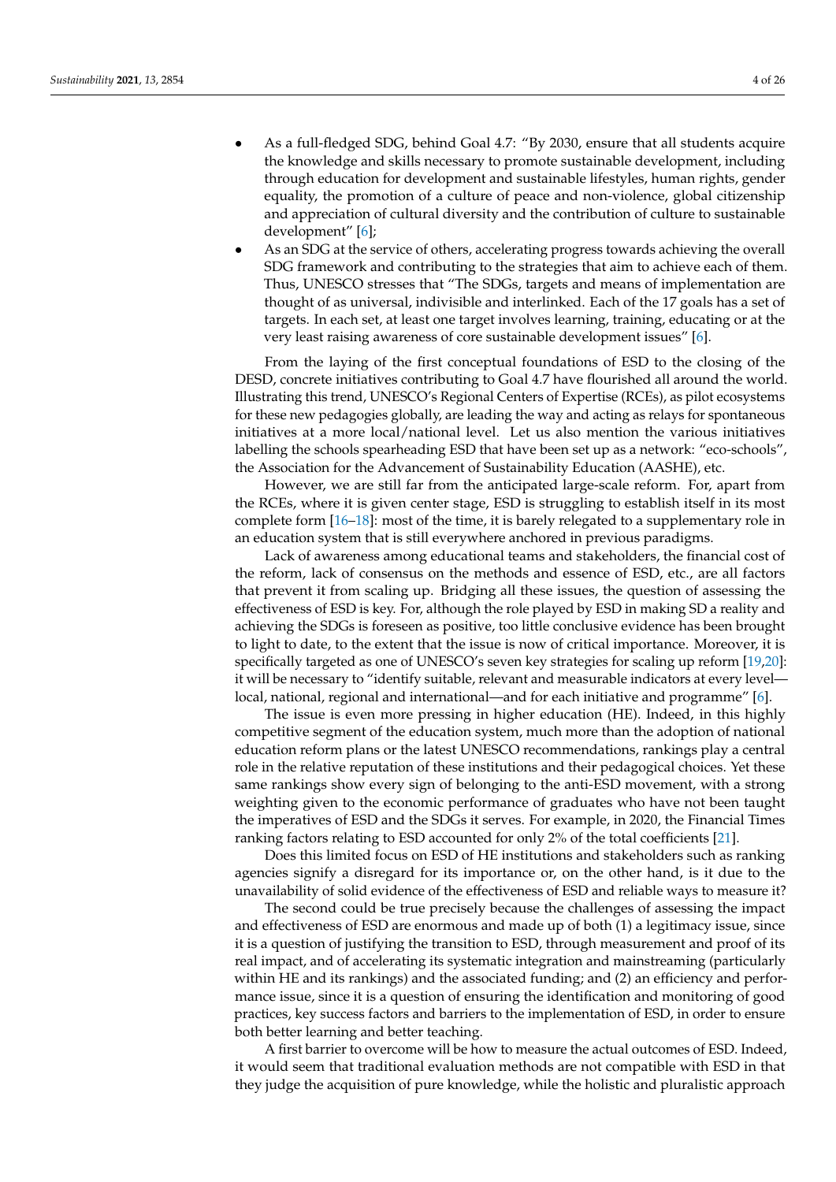- As a full-fledged SDG, behind Goal 4.7: "By 2030, ensure that all students acquire the knowledge and skills necessary to promote sustainable development, including through education for development and sustainable lifestyles, human rights, gender equality, the promotion of a culture of peace and non-violence, global citizenship and appreciation of cultural diversity and the contribution of culture to sustainable development" [6];
- As an SDG at the service of others, accelerating progress towards achieving the overall SDG framework and contributing to the strategies that aim to achieve each of them. Thus, UNESCO stresses that "The SDGs, targets and means of implementation are thought of as universal, indivisible and interlinked. Each of the 17 goals has a set of targets. In each set, at least one target involves learning, training, educating or at the very least raising awareness of core sustainable development issues" [6].

From the laying of the first conceptual foundations of ESD to the closing of the DESD, concrete initiatives contributing to Goal 4.7 have flourished all around the world. Illustrating this trend, UNESCO's Regional Centers of Expertise (RCEs), as pilot ecosystems for these new pedagogies globally, are leading the way and acting as relays for spontaneous initiatives at a more local/national level. Let us also mention the various initiatives labelling the schools spearheading ESD that have been set up as a network: "eco-schools", the Association for the Advancement of Sustainability Education (AASHE), etc.

However, we are still far from the anticipated large-scale reform. For, apart from the RCEs, where it is given center stage, ESD is struggling to establish itself in its most complete form [16–18]: most of the time, it is barely relegated to a supplementary role in an education system that is still everywhere anchored in previous paradigms.

Lack of awareness among educational teams and stakeholders, the financial cost of the reform, lack of consensus on the methods and essence of ESD, etc., are all factors that prevent it from scaling up. Bridging all these issues, the question of assessing the effectiveness of ESD is key. For, although the role played by ESD in making SD a reality and achieving the SDGs is foreseen as positive, too little conclusive evidence has been brought to light to date, to the extent that the issue is now of critical importance. Moreover, it is specifically targeted as one of UNESCO's seven key strategies for scaling up reform [19,20]: it will be necessary to "identify suitable, relevant and measurable indicators at every level—local, national, regional and international—and for each initiative and programme" [6].

The issue is even more pressing in higher education (HE). Indeed, in this highly competitive segment of the education system, much more than the adoption of national education reform plans or the latest UNESCO recommendations, rankings play a central role in the relative reputation of these institutions and their pedagogical choices. Yet these same rankings show every sign of belonging to the anti-ESD movement, with a strong weighting given to the economic performance of graduates who have not been taught the imperatives of ESD and the SDGs it serves. For example, in 2020, the Financial Times ranking factors relating to ESD accounted for only 2% of the total coefficients [21].

Does this limited focus on ESD of HE institutions and stakeholders such as ranking agencies signify a disregard for its importance or, on the other hand, is it due to the unavailability of solid evidence of the effectiveness of ESD and reliable ways to measure it?

The second could be true precisely because the challenges of assessing the impact and effectiveness of ESD are enormous and made up of both (1) a legitimacy issue, since it is a question of justifying the transition to ESD, through measurement and proof of its real impact, and of accelerating its systematic integration and mainstreaming (particularly within HE and its rankings) and the associated funding; and (2) an efficiency and performance issue, since it is a question of ensuring the identification and monitoring of good practices, key success factors and barriers to the implementation of ESD, in order to ensure both better learning and better teaching.

A first barrier to overcome will be how to measure the actual outcomes of ESD. Indeed, it would seem that traditional evaluation methods are not compatible with ESD in that they judge the acquisition of pure knowledge, while the holistic and pluralistic approach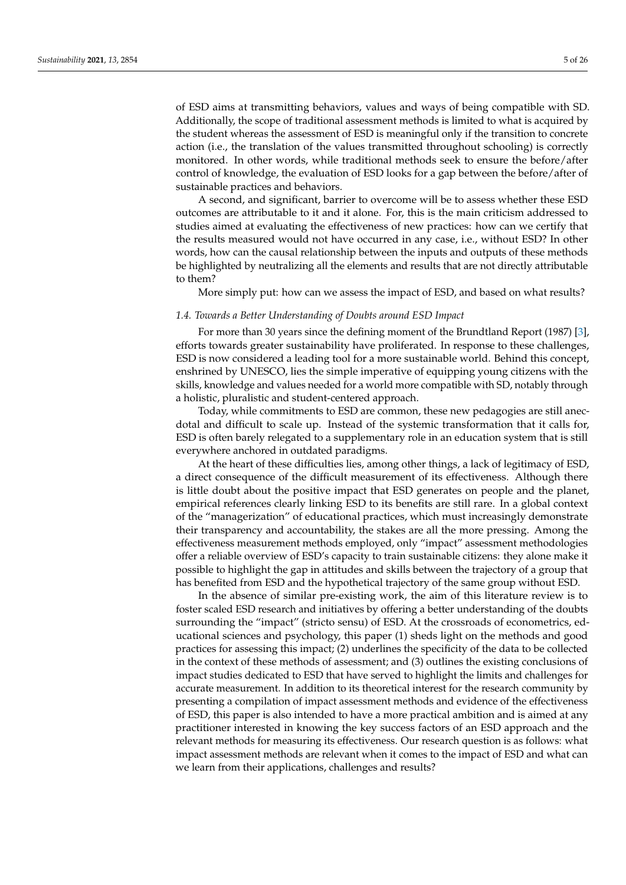of ESD aims at transmitting behaviors, values and ways of being compatible with SD. Additionally, the scope of traditional assessment methods is limited to what is acquired by the student whereas the assessment of ESD is meaningful only if the transition to concrete action (i.e., the translation of the values transmitted throughout schooling) is correctly monitored. In other words, while traditional methods seek to ensure the before/after control of knowledge, the evaluation of ESD looks for a gap between the before/after of sustainable practices and behaviors.

A second, and significant, barrier to overcome will be to assess whether these ESD outcomes are attributable to it and it alone. For, this is the main criticism addressed to studies aimed at evaluating the effectiveness of new practices: how can we certify that the results measured would not have occurred in any case, i.e., without ESD? In other words, how can the causal relationship between the inputs and outputs of these methods be highlighted by neutralizing all the elements and results that are not directly attributable to them?

More simply put: how can we assess the impact of ESD, and based on what results?

### *1.4. Towards a Better Understanding of Doubts around ESD Impact*

For more than 30 years since the defining moment of the Brundtland Report (1987) [3], efforts towards greater sustainability have proliferated. In response to these challenges, ESD is now considered a leading tool for a more sustainable world. Behind this concept, enshrined by UNESCO, lies the simple imperative of equipping young citizens with the skills, knowledge and values needed for a world more compatible with SD, notably through a holistic, pluralistic and student-centered approach.

Today, while commitments to ESD are common, these new pedagogies are still anecdotal and difficult to scale up. Instead of the systemic transformation that it calls for, ESD is often barely relegated to a supplementary role in an education system that is still everywhere anchored in outdated paradigms.

At the heart of these difficulties lies, among other things, a lack of legitimacy of ESD, a direct consequence of the difficult measurement of its effectiveness. Although there is little doubt about the positive impact that ESD generates on people and the planet, empirical references clearly linking ESD to its benefits are still rare. In a global context of the "managerization" of educational practices, which must increasingly demonstrate their transparency and accountability, the stakes are all the more pressing. Among the effectiveness measurement methods employed, only "impact" assessment methodologies offer a reliable overview of ESD's capacity to train sustainable citizens: they alone make it possible to highlight the gap in attitudes and skills between the trajectory of a group that has benefited from ESD and the hypothetical trajectory of the same group without ESD.

In the absence of similar pre-existing work, the aim of this literature review is to foster scaled ESD research and initiatives by offering a better understanding of the doubts surrounding the "impact" (stricto sensu) of ESD. At the crossroads of econometrics, educational sciences and psychology, this paper (1) sheds light on the methods and good practices for assessing this impact; (2) underlines the specificity of the data to be collected in the context of these methods of assessment; and (3) outlines the existing conclusions of impact studies dedicated to ESD that have served to highlight the limits and challenges for accurate measurement. In addition to its theoretical interest for the research community by presenting a compilation of impact assessment methods and evidence of the effectiveness of ESD, this paper is also intended to have a more practical ambition and is aimed at any practitioner interested in knowing the key success factors of an ESD approach and the relevant methods for measuring its effectiveness. Our research question is as follows: what impact assessment methods are relevant when it comes to the impact of ESD and what can we learn from their applications, challenges and results?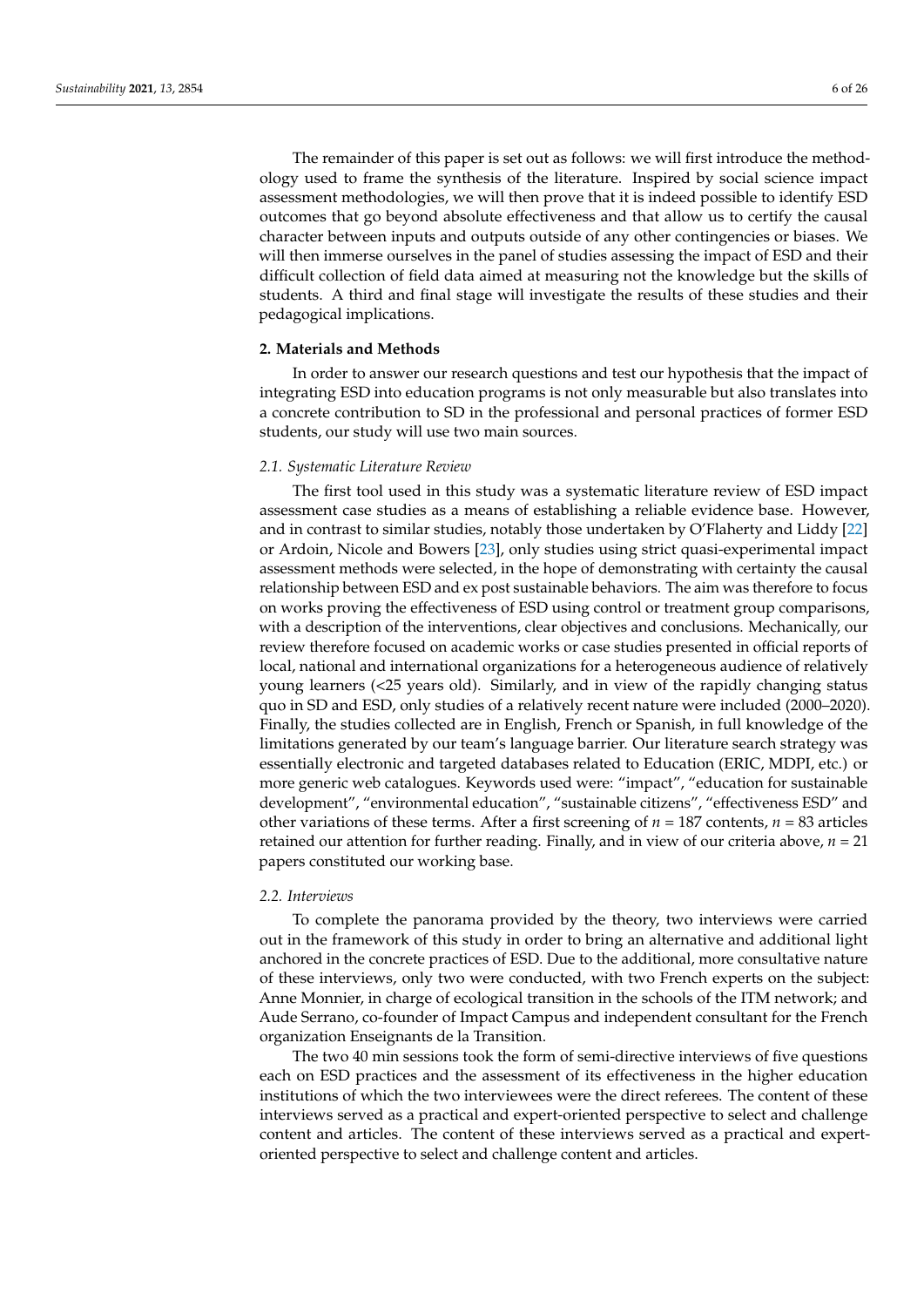The remainder of this paper is set out as follows: we will first introduce the methodology used to frame the synthesis of the literature. Inspired by social science impact assessment methodologies, we will then prove that it is indeed possible to identify ESD outcomes that go beyond absolute effectiveness and that allow us to certify the causal character between inputs and outputs outside of any other contingencies or biases. We will then immerse ourselves in the panel of studies assessing the impact of ESD and their difficult collection of field data aimed at measuring not the knowledge but the skills of students. A third and final stage will investigate the results of these studies and their pedagogical implications.

## 2. Materials and Methods

In order to answer our research questions and test our hypothesis that the impact of integrating ESD into education programs is not only measurable but also translates into a concrete contribution to SD in the professional and personal practices of former ESD students, our study will use two main sources.

### *2.1. Systematic Literature Review*

The first tool used in this study was a systematic literature review of ESD impact assessment case studies as a means of establishing a reliable evidence base. However, and in contrast to similar studies, notably those undertaken by O'Flaherty and Liddy [22] or Ardoin, Nicole and Bowers [23], only studies using strict quasi-experimental impact assessment methods were selected, in the hope of demonstrating with certainty the causal relationship between ESD and ex post sustainable behaviors. The aim was therefore to focus on works proving the effectiveness of ESD using control or treatment group comparisons, with a description of the interventions, clear objectives and conclusions. Mechanically, our review therefore focused on academic works or case studies presented in official reports of local, national and international organizations for a heterogeneous audience of relatively young learners (<25 years old). Similarly, and in view of the rapidly changing status quo in SD and ESD, only studies of a relatively recent nature were included (2000–2020). Finally, the studies collected are in English, French or Spanish, in full knowledge of the limitations generated by our team's language barrier. Our literature search strategy was essentially electronic and targeted databases related to Education (ERIC, MDPI, etc.) or more generic web catalogues. Keywords used were: "impact", "education for sustainable development", "environmental education", "sustainable citizens", "effectiveness ESD" and other variations of these terms. After a first screening of $n = 187$ contents, $n = 83$ articles retained our attention for further reading. Finally, and in view of our criteria above, $n = 21$ papers constituted our working base.

### *2.2. Interviews*

To complete the panorama provided by the theory, two interviews were carried out in the framework of this study in order to bring an alternative and additional light anchored in the concrete practices of ESD. Due to the additional, more consultative nature of these interviews, only two were conducted, with two French experts on the subject: Anne Monnier, in charge of ecological transition in the schools of the ITM network; and Aude Serrano, co-founder of Impact Campus and independent consultant for the French organization Enseignants de la Transition.

The two 40 min sessions took the form of semi-directive interviews of five questions each on ESD practices and the assessment of its effectiveness in the higher education institutions of which the two interviewees were the direct referees. The content of these interviews served as a practical and expert-oriented perspective to select and challenge content and articles. The content of these interviews served as a practical and expert-oriented perspective to select and challenge content and articles.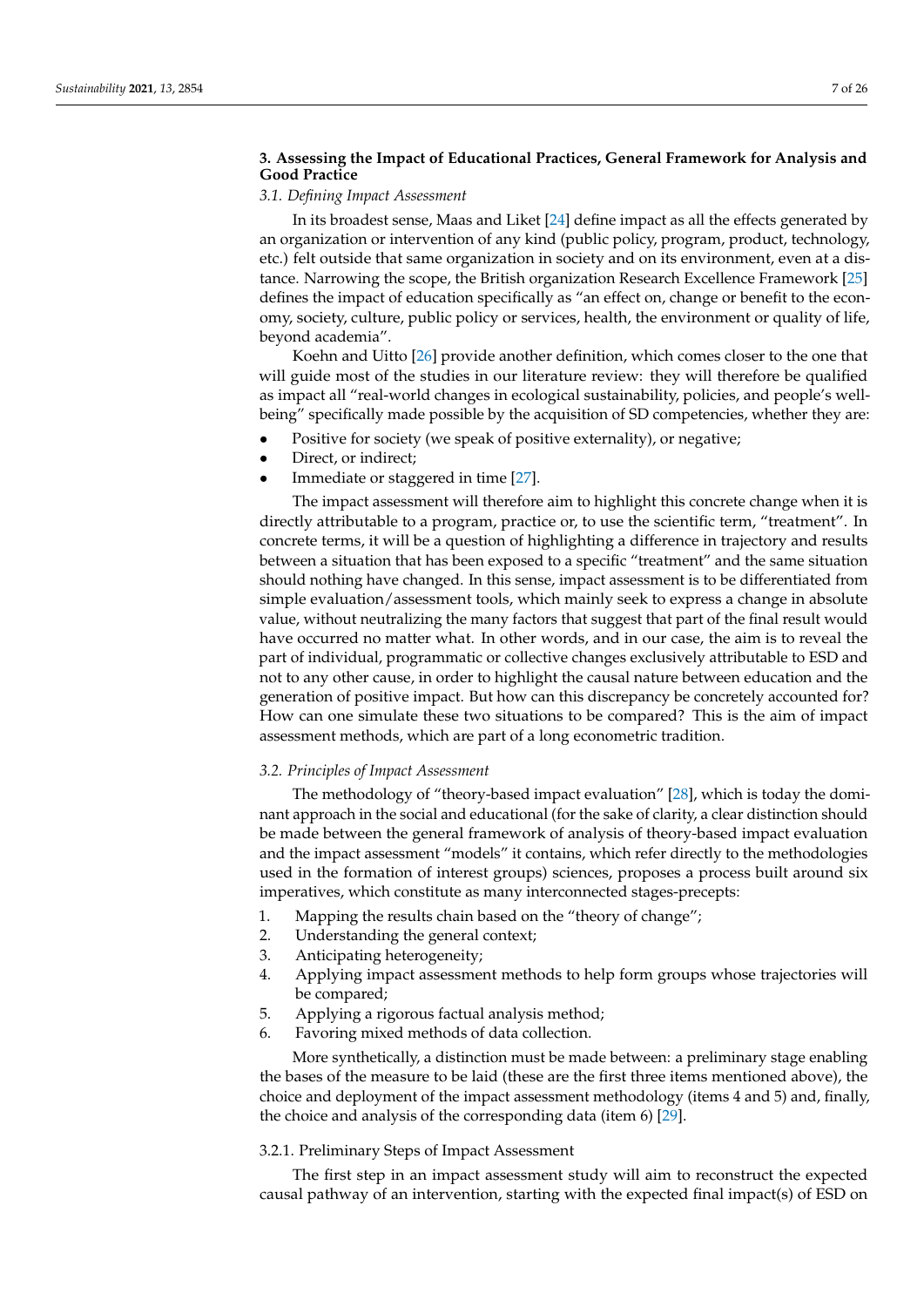## 3. Assessing the Impact of Educational Practices, General Framework for Analysis and Good Practice

### 3.1. Defining Impact Assessment

In its broadest sense, Maas and Liket [24] define impact as all the effects generated by an organization or intervention of any kind (public policy, program, product, technology, etc.) felt outside that same organization in society and on its environment, even at a distance. Narrowing the scope, the British organization Research Excellence Framework [25] defines the impact of education specifically as "an effect on, change or benefit to the economy, society, culture, public policy or services, health, the environment or quality of life, beyond academia".

Koehn and Uitto [26] provide another definition, which comes closer to the one that will guide most of the studies in our literature review: they will therefore be qualified as impact all "real-world changes in ecological sustainability, policies, and people's well-being" specifically made possible by the acquisition of SD competencies, whether they are:

- Positive for society (we speak of positive externality), or negative;
- Direct, or indirect;
- Immediate or staggered in time [27].

The impact assessment will therefore aim to highlight this concrete change when it is directly attributable to a program, practice or, to use the scientific term, "treatment". In concrete terms, it will be a question of highlighting a difference in trajectory and results between a situation that has been exposed to a specific "treatment" and the same situation should nothing have changed. In this sense, impact assessment is to be differentiated from simple evaluation/assessment tools, which mainly seek to express a change in absolute value, without neutralizing the many factors that suggest that part of the final result would have occurred no matter what. In other words, and in our case, the aim is to reveal the part of individual, programmatic or collective changes exclusively attributable to ESD and not to any other cause, in order to highlight the causal nature between education and the generation of positive impact. But how can this discrepancy be concretely accounted for? How can one simulate these two situations to be compared? This is the aim of impact assessment methods, which are part of a long econometric tradition.

### 3.2. Principles of Impact Assessment

The methodology of "theory-based impact evaluation" [28], which is today the dominant approach in the social and educational (for the sake of clarity, a clear distinction should be made between the general framework of analysis of theory-based impact evaluation and the impact assessment "models" it contains, which refer directly to the methodologies used in the formation of interest groups) sciences, proposes a process built around six imperatives, which constitute as many interconnected stages-precepts:

1. Mapping the results chain based on the "theory of change";
2. Understanding the general context;
3. Anticipating heterogeneity;
4. Applying impact assessment methods to help form groups whose trajectories will be compared;
5. Applying a rigorous factual analysis method;
6. Favoring mixed methods of data collection.

More synthetically, a distinction must be made between: a preliminary stage enabling the bases of the measure to be laid (these are the first three items mentioned above), the choice and deployment of the impact assessment methodology (items 4 and 5) and, finally, the choice and analysis of the corresponding data (item 6) [29].

#### 3.2.1. Preliminary Steps of Impact Assessment

The first step in an impact assessment study will aim to reconstruct the expected causal pathway of an intervention, starting with the expected final impact(s) of ESD on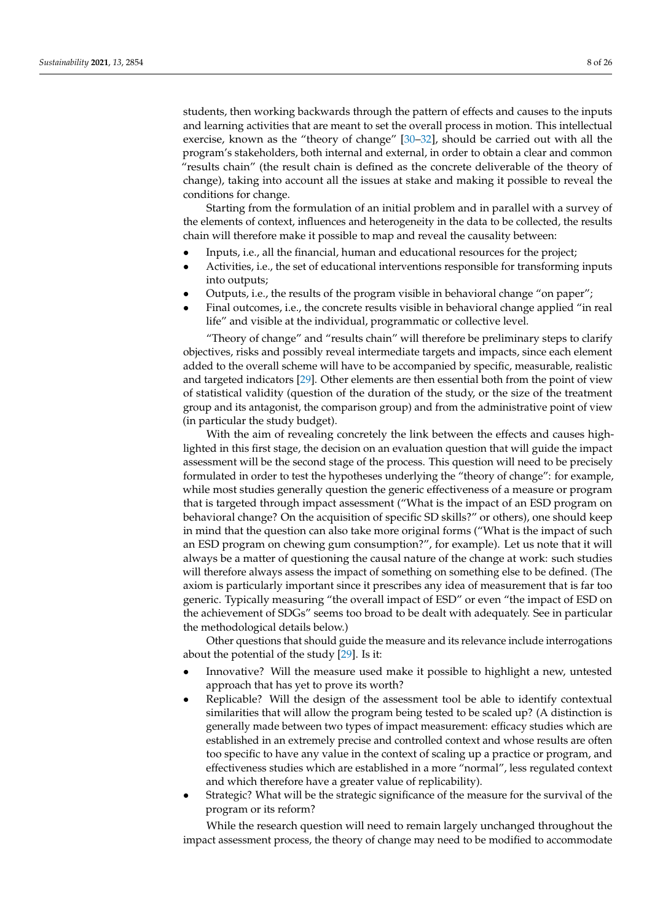students, then working backwards through the pattern of effects and causes to the inputs and learning activities that are meant to set the overall process in motion. This intellectual exercise, known as the "theory of change" [30–32], should be carried out with all the program's stakeholders, both internal and external, in order to obtain a clear and common "results chain" (the result chain is defined as the concrete deliverable of the theory of change), taking into account all the issues at stake and making it possible to reveal the conditions for change.

Starting from the formulation of an initial problem and in parallel with a survey of the elements of context, influences and heterogeneity in the data to be collected, the results chain will therefore make it possible to map and reveal the causality between:

- Inputs, i.e., all the financial, human and educational resources for the project;
- Activities, i.e., the set of educational interventions responsible for transforming inputs into outputs;
- Outputs, i.e., the results of the program visible in behavioral change "on paper";
- Final outcomes, i.e., the concrete results visible in behavioral change applied "in real life" and visible at the individual, programmatic or collective level.

"Theory of change" and "results chain" will therefore be preliminary steps to clarify objectives, risks and possibly reveal intermediate targets and impacts, since each element added to the overall scheme will have to be accompanied by specific, measurable, realistic and targeted indicators [29]. Other elements are then essential both from the point of view of statistical validity (question of the duration of the study, or the size of the treatment group and its antagonist, the comparison group) and from the administrative point of view (in particular the study budget).

With the aim of revealing concretely the link between the effects and causes highlighted in this first stage, the decision on an evaluation question that will guide the impact assessment will be the second stage of the process. This question will need to be precisely formulated in order to test the hypotheses underlying the "theory of change": for example, while most studies generally question the generic effectiveness of a measure or program that is targeted through impact assessment ("What is the impact of an ESD program on behavioral change? On the acquisition of specific SD skills?" or others), one should keep in mind that the question can also take more original forms ("What is the impact of such an ESD program on chewing gum consumption?", for example). Let us note that it will always be a matter of questioning the causal nature of the change at work: such studies will therefore always assess the impact of something on something else to be defined. (The axiom is particularly important since it prescribes any idea of measurement that is far too generic. Typically measuring "the overall impact of ESD" or even "the impact of ESD on the achievement of SDGs" seems too broad to be dealt with adequately. See in particular the methodological details below.)

Other questions that should guide the measure and its relevance include interrogations about the potential of the study [29]. Is it:

- Innovative? Will the measure used make it possible to highlight a new, untested approach that has yet to prove its worth?
- Replicable? Will the design of the assessment tool be able to identify contextual similarities that will allow the program being tested to be scaled up? (A distinction is generally made between two types of impact measurement: efficacy studies which are established in an extremely precise and controlled context and whose results are often too specific to have any value in the context of scaling up a practice or program, and effectiveness studies which are established in a more "normal", less regulated context and which therefore have a greater value of replicability).
- Strategic? What will be the strategic significance of the measure for the survival of the program or its reform?

While the research question will need to remain largely unchanged throughout the impact assessment process, the theory of change may need to be modified to accommodate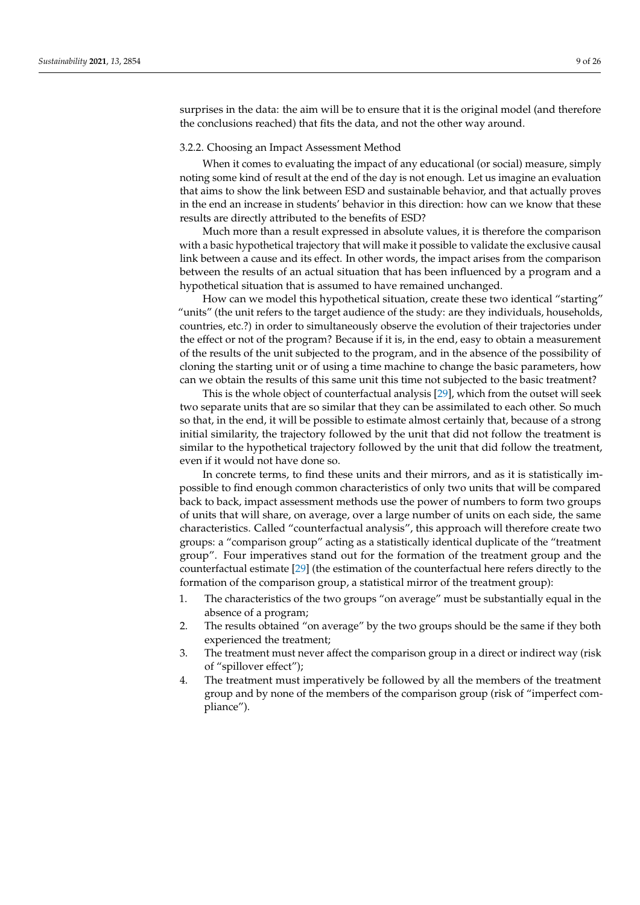surprises in the data: the aim will be to ensure that it is the original model (and therefore the conclusions reached) that fits the data, and not the other way around.

### 3.2.2. Choosing an Impact Assessment Method

When it comes to evaluating the impact of any educational (or social) measure, simply noting some kind of result at the end of the day is not enough. Let us imagine an evaluation that aims to show the link between ESD and sustainable behavior, and that actually proves in the end an increase in students' behavior in this direction: how can we know that these results are directly attributed to the benefits of ESD?

Much more than a result expressed in absolute values, it is therefore the comparison with a basic hypothetical trajectory that will make it possible to validate the exclusive causal link between a cause and its effect. In other words, the impact arises from the comparison between the results of an actual situation that has been influenced by a program and a hypothetical situation that is assumed to have remained unchanged.

How can we model this hypothetical situation, create these two identical "starting" "units" (the unit refers to the target audience of the study: are they individuals, households, countries, etc.?) in order to simultaneously observe the evolution of their trajectories under the effect or not of the program? Because if it is, in the end, easy to obtain a measurement of the results of the unit subjected to the program, and in the absence of the possibility of cloning the starting unit or of using a time machine to change the basic parameters, how can we obtain the results of this same unit this time not subjected to the basic treatment?

This is the whole object of counterfactual analysis [29], which from the outset will seek two separate units that are so similar that they can be assimilated to each other. So much so that, in the end, it will be possible to estimate almost certainly that, because of a strong initial similarity, the trajectory followed by the unit that did not follow the treatment is similar to the hypothetical trajectory followed by the unit that did follow the treatment, even if it would not have done so.

In concrete terms, to find these units and their mirrors, and as it is statistically impossible to find enough common characteristics of only two units that will be compared back to back, impact assessment methods use the power of numbers to form two groups of units that will share, on average, over a large number of units on each side, the same characteristics. Called "counterfactual analysis", this approach will therefore create two groups: a "comparison group" acting as a statistically identical duplicate of the "treatment group". Four imperatives stand out for the formation of the treatment group and the counterfactual estimate [29] (the estimation of the counterfactual here refers directly to the formation of the comparison group, a statistical mirror of the treatment group):

1. The characteristics of the two groups "on average" must be substantially equal in the absence of a program;
2. The results obtained "on average" by the two groups should be the same if they both experienced the treatment;
3. The treatment must never affect the comparison group in a direct or indirect way (risk of "spillover effect");
4. The treatment must imperatively be followed by all the members of the treatment group and by none of the members of the comparison group (risk of "imperfect compliance").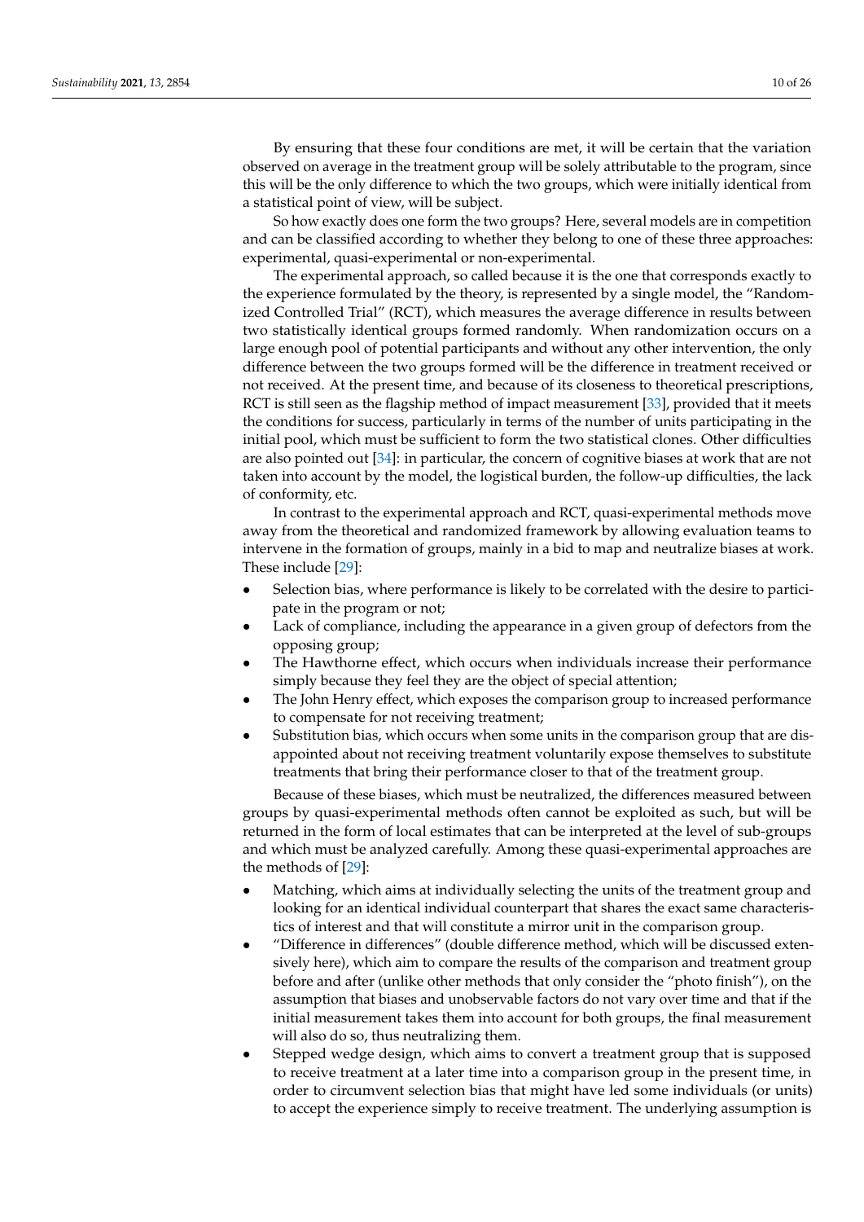By ensuring that these four conditions are met, it will be certain that the variation observed on average in the treatment group will be solely attributable to the program, since this will be the only difference to which the two groups, which were initially identical from a statistical point of view, will be subject.

So how exactly does one form the two groups? Here, several models are in competition and can be classified according to whether they belong to one of these three approaches: experimental, quasi-experimental or non-experimental.

The experimental approach, so called because it is the one that corresponds exactly to the experience formulated by the theory, is represented by a single model, the "Randomized Controlled Trial" (RCT), which measures the average difference in results between two statistically identical groups formed randomly. When randomization occurs on a large enough pool of potential participants and without any other intervention, the only difference between the two groups formed will be the difference in treatment received or not received. At the present time, and because of its closeness to theoretical prescriptions, RCT is still seen as the flagship method of impact measurement [33], provided that it meets the conditions for success, particularly in terms of the number of units participating in the initial pool, which must be sufficient to form the two statistical clones. Other difficulties are also pointed out [34]: in particular, the concern of cognitive biases at work that are not taken into account by the model, the logistical burden, the follow-up difficulties, the lack of conformity, etc.

In contrast to the experimental approach and RCT, quasi-experimental methods move away from the theoretical and randomized framework by allowing evaluation teams to intervene in the formation of groups, mainly in a bid to map and neutralize biases at work. These include [29]:

- Selection bias, where performance is likely to be correlated with the desire to participate in the program or not;
- Lack of compliance, including the appearance in a given group of defectors from the opposing group;
- The Hawthorne effect, which occurs when individuals increase their performance simply because they feel they are the object of special attention;
- The John Henry effect, which exposes the comparison group to increased performance to compensate for not receiving treatment;
- Substitution bias, which occurs when some units in the comparison group that are disappointed about not receiving treatment voluntarily expose themselves to substitute treatments that bring their performance closer to that of the treatment group.

Because of these biases, which must be neutralized, the differences measured between groups by quasi-experimental methods often cannot be exploited as such, but will be returned in the form of local estimates that can be interpreted at the level of sub-groups and which must be analyzed carefully. Among these quasi-experimental approaches are the methods of [29]:

- Matching, which aims at individually selecting the units of the treatment group and looking for an identical individual counterpart that shares the exact same characteristics of interest and that will constitute a mirror unit in the comparison group.
- "Difference in differences" (double difference method, which will be discussed extensively here), which aim to compare the results of the comparison and treatment group before and after (unlike other methods that only consider the "photo finish"), on the assumption that biases and unobservable factors do not vary over time and that if the initial measurement takes them into account for both groups, the final measurement will also do so, thus neutralizing them.
- Stepped wedge design, which aims to convert a treatment group that is supposed to receive treatment at a later time into a comparison group in the present time, in order to circumvent selection bias that might have led some individuals (or units) to accept the experience simply to receive treatment. The underlying assumption is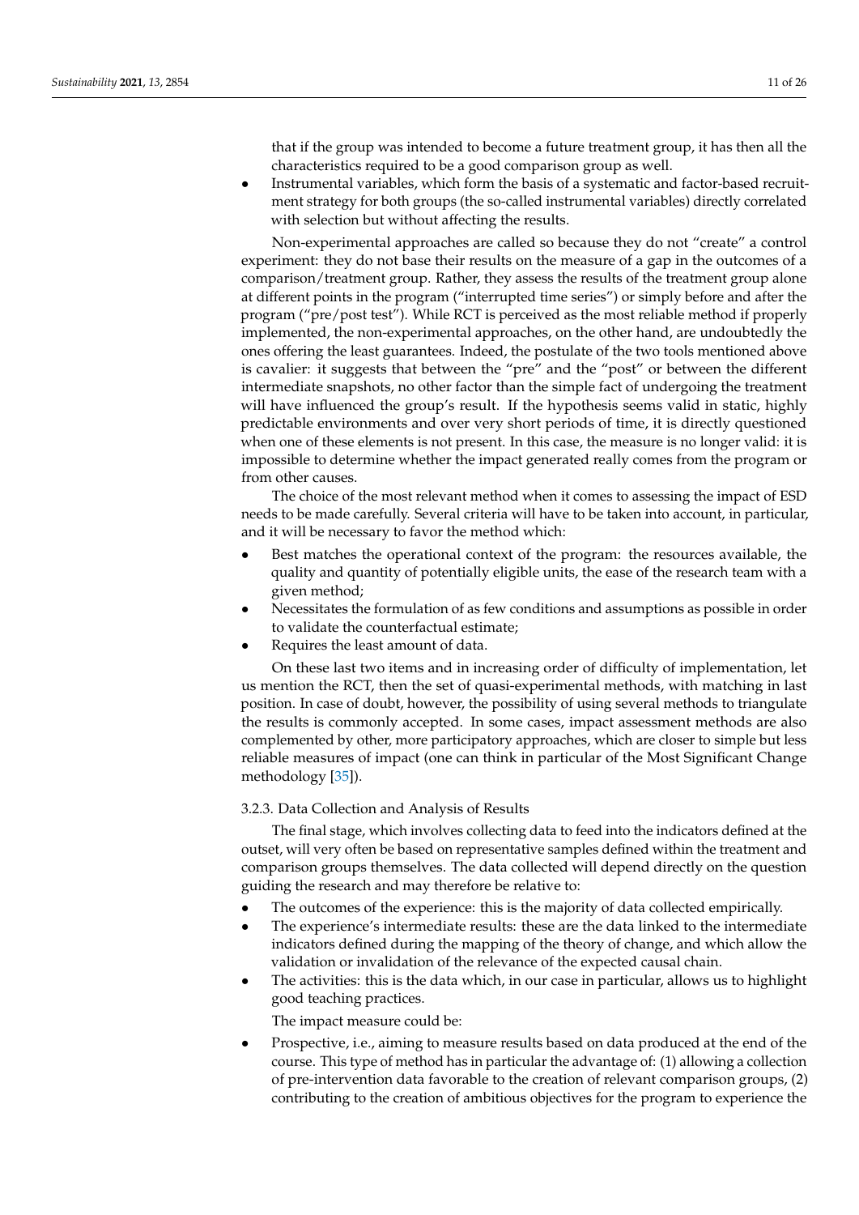that if the group was intended to become a future treatment group, it has then all the characteristics required to be a good comparison group as well.

- Instrumental variables, which form the basis of a systematic and factor-based recruitment strategy for both groups (the so-called instrumental variables) directly correlated with selection but without affecting the results.

Non-experimental approaches are called so because they do not "create" a control experiment: they do not base their results on the measure of a gap in the outcomes of a comparison/treatment group. Rather, they assess the results of the treatment group alone at different points in the program ("interrupted time series") or simply before and after the program ("pre/post test"). While RCT is perceived as the most reliable method if properly implemented, the non-experimental approaches, on the other hand, are undoubtedly the ones offering the least guarantees. Indeed, the postulate of the two tools mentioned above is cavalier: it suggests that between the "pre" and the "post" or between the different intermediate snapshots, no other factor than the simple fact of undergoing the treatment will have influenced the group's result. If the hypothesis seems valid in static, highly predictable environments and over very short periods of time, it is directly questioned when one of these elements is not present. In this case, the measure is no longer valid: it is impossible to determine whether the impact generated really comes from the program or from other causes.

The choice of the most relevant method when it comes to assessing the impact of ESD needs to be made carefully. Several criteria will have to be taken into account, in particular, and it will be necessary to favor the method which:

- Best matches the operational context of the program: the resources available, the quality and quantity of potentially eligible units, the ease of the research team with a given method;
- Necessitates the formulation of as few conditions and assumptions as possible in order to validate the counterfactual estimate;
- Requires the least amount of data.

On these last two items and in increasing order of difficulty of implementation, let us mention the RCT, then the set of quasi-experimental methods, with matching in last position. In case of doubt, however, the possibility of using several methods to triangulate the results is commonly accepted. In some cases, impact assessment methods are also complemented by other, more participatory approaches, which are closer to simple but less reliable measures of impact (one can think in particular of the Most Significant Change methodology [35]).

### 3.2.3. Data Collection and Analysis of Results

The final stage, which involves collecting data to feed into the indicators defined at the outset, will very often be based on representative samples defined within the treatment and comparison groups themselves. The data collected will depend directly on the question guiding the research and may therefore be relative to:

- The outcomes of the experience: this is the majority of data collected empirically.
- The experience's intermediate results: these are the data linked to the intermediate indicators defined during the mapping of the theory of change, and which allow the validation or invalidation of the relevance of the expected causal chain.
- The activities: this is the data which, in our case in particular, allows us to highlight good teaching practices.

The impact measure could be:

- Prospective, i.e., aiming to measure results based on data produced at the end of the course. This type of method has in particular the advantage of: (1) allowing a collection of pre-intervention data favorable to the creation of relevant comparison groups, (2) contributing to the creation of ambitious objectives for the program to experience the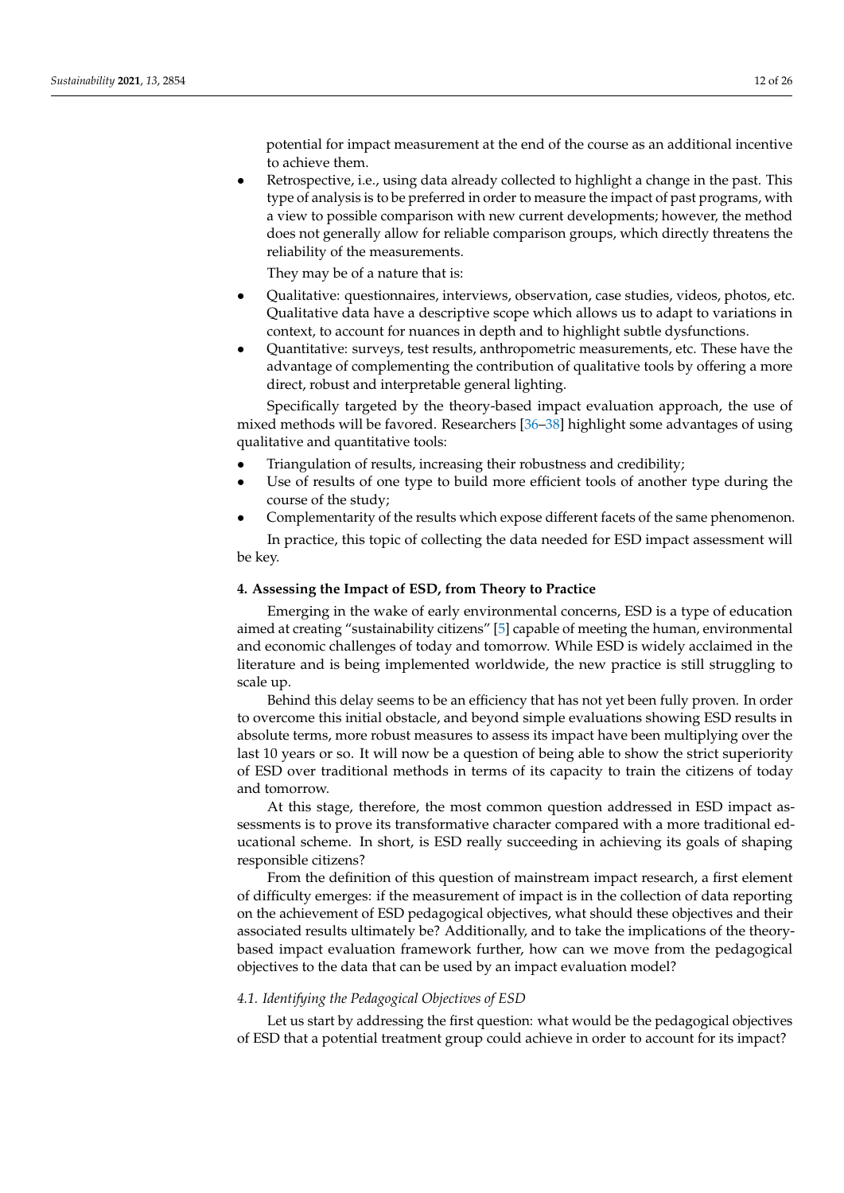potential for impact measurement at the end of the course as an additional incentive to achieve them.

- Retrospective, i.e., using data already collected to highlight a change in the past. This type of analysis is to be preferred in order to measure the impact of past programs, with a view to possible comparison with new current developments; however, the method does not generally allow for reliable comparison groups, which directly threatens the reliability of the measurements.

They may be of a nature that is:

- Qualitative: questionnaires, interviews, observation, case studies, videos, photos, etc. Qualitative data have a descriptive scope which allows us to adapt to variations in context, to account for nuances in depth and to highlight subtle dysfunctions.
- Quantitative: surveys, test results, anthropometric measurements, etc. These have the advantage of complementing the contribution of qualitative tools by offering a more direct, robust and interpretable general lighting.

Specifically targeted by the theory-based impact evaluation approach, the use of mixed methods will be favored. Researchers [36–38] highlight some advantages of using qualitative and quantitative tools:

- Triangulation of results, increasing their robustness and credibility;
- Use of results of one type to build more efficient tools of another type during the course of the study;
- Complementarity of the results which expose different facets of the same phenomenon.

In practice, this topic of collecting the data needed for ESD impact assessment will be key.

## 4. Assessing the Impact of ESD, from Theory to Practice

Emerging in the wake of early environmental concerns, ESD is a type of education aimed at creating "sustainability citizens" [5] capable of meeting the human, environmental and economic challenges of today and tomorrow. While ESD is widely acclaimed in the literature and is being implemented worldwide, the new practice is still struggling to scale up.

Behind this delay seems to be an efficiency that has not yet been fully proven. In order to overcome this initial obstacle, and beyond simple evaluations showing ESD results in absolute terms, more robust measures to assess its impact have been multiplying over the last 10 years or so. It will now be a question of being able to show the strict superiority of ESD over traditional methods in terms of its capacity to train the citizens of today and tomorrow.

At this stage, therefore, the most common question addressed in ESD impact assessments is to prove its transformative character compared with a more traditional educational scheme. In short, is ESD really succeeding in achieving its goals of shaping responsible citizens?

From the definition of this question of mainstream impact research, a first element of difficulty emerges: if the measurement of impact is in the collection of data reporting on the achievement of ESD pedagogical objectives, what should these objectives and their associated results ultimately be? Additionally, and to take the implications of the theory-based impact evaluation framework further, how can we move from the pedagogical objectives to the data that can be used by an impact evaluation model?

### *4.1. Identifying the Pedagogical Objectives of ESD*

Let us start by addressing the first question: what would be the pedagogical objectives of ESD that a potential treatment group could achieve in order to account for its impact?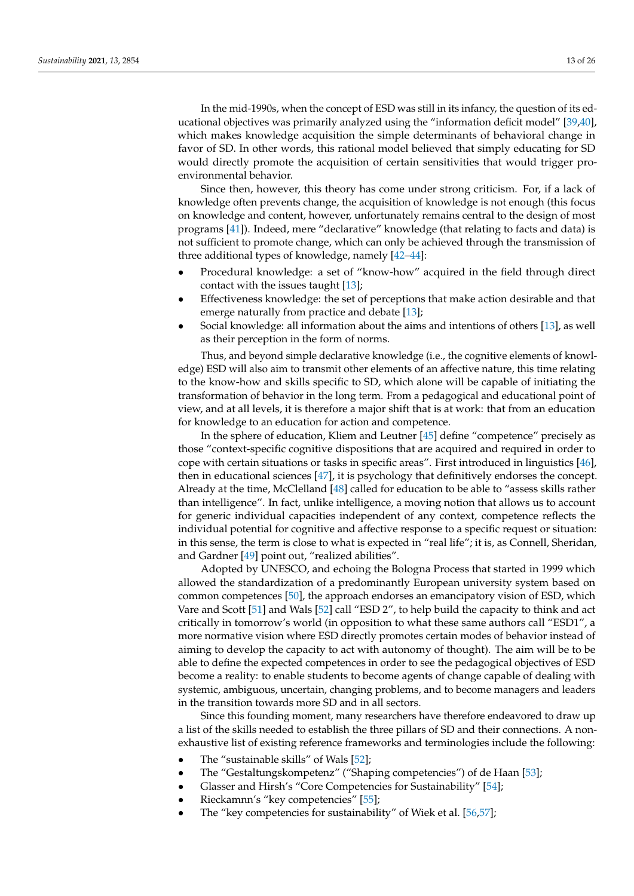In the mid-1990s, when the concept of ESD was still in its infancy, the question of its educational objectives was primarily analyzed using the "information deficit model" [39,40], which makes knowledge acquisition the simple determinants of behavioral change in favor of SD. In other words, this rational model believed that simply educating for SD would directly promote the acquisition of certain sensitivities that would trigger pro-environmental behavior.

Since then, however, this theory has come under strong criticism. For, if a lack of knowledge often prevents change, the acquisition of knowledge is not enough (this focus on knowledge and content, however, unfortunately remains central to the design of most programs [41]). Indeed, mere "declarative" knowledge (that relating to facts and data) is not sufficient to promote change, which can only be achieved through the transmission of three additional types of knowledge, namely [42–44]:

- Procedural knowledge: a set of "know-how" acquired in the field through direct contact with the issues taught [13];
- Effectiveness knowledge: the set of perceptions that make action desirable and that emerge naturally from practice and debate [13];
- Social knowledge: all information about the aims and intentions of others [13], as well as their perception in the form of norms.

Thus, and beyond simple declarative knowledge (i.e., the cognitive elements of knowledge) ESD will also aim to transmit other elements of an affective nature, this time relating to the know-how and skills specific to SD, which alone will be capable of initiating the transformation of behavior in the long term. From a pedagogical and educational point of view, and at all levels, it is therefore a major shift that is at work: that from an education for knowledge to an education for action and competence.

In the sphere of education, Kliem and Leutner [45] define "competence" precisely as those "context-specific cognitive dispositions that are acquired and required in order to cope with certain situations or tasks in specific areas". First introduced in linguistics [46], then in educational sciences [47], it is psychology that definitively endorses the concept. Already at the time, McClelland [48] called for education to be able to "assess skills rather than intelligence". In fact, unlike intelligence, a moving notion that allows us to account for generic individual capacities independent of any context, competence reflects the individual potential for cognitive and affective response to a specific request or situation: in this sense, the term is close to what is expected in "real life"; it is, as Connell, Sheridan, and Gardner [49] point out, "realized abilities".

Adopted by UNESCO, and echoing the Bologna Process that started in 1999 which allowed the standardization of a predominantly European university system based on common competences [50], the approach endorses an emancipatory vision of ESD, which Vare and Scott [51] and Wals [52] call "ESD 2", to help build the capacity to think and act critically in tomorrow's world (in opposition to what these same authors call "ESD1", a more normative vision where ESD directly promotes certain modes of behavior instead of aiming to develop the capacity to act with autonomy of thought). The aim will be to be able to define the expected competences in order to see the pedagogical objectives of ESD become a reality: to enable students to become agents of change capable of dealing with systemic, ambiguous, uncertain, changing problems, and to become managers and leaders in the transition towards more SD and in all sectors.

Since this founding moment, many researchers have therefore endeavored to draw up a list of the skills needed to establish the three pillars of SD and their connections. A non-exhaustive list of existing reference frameworks and terminologies include the following:

- The "sustainable skills" of Wals [52];
- The "Gestaltungskompetenz" ("Shaping competencies") of de Haan [53];
- Glasser and Hirsh's "Core Competencies for Sustainability" [54];
- Rieckamnn's "key competencies" [55];
- The "key competencies for sustainability" of Wiek et al. [56,57];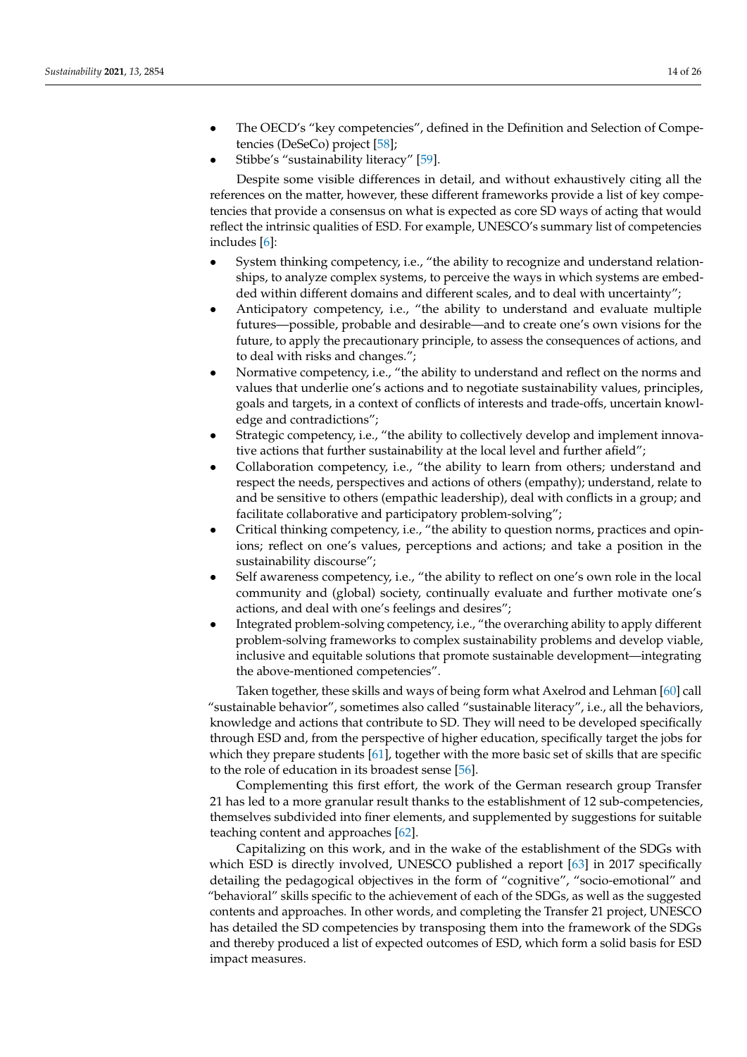- The OECD's "key competencies", defined in the Definition and Selection of Competencies (DeSeCo) project [58];
- Stibbe's "sustainability literacy" [59].

Despite some visible differences in detail, and without exhaustively citing all the references on the matter, however, these different frameworks provide a list of key competencies that provide a consensus on what is expected as core SD ways of acting that would reflect the intrinsic qualities of ESD. For example, UNESCO's summary list of competencies includes [6]:

- System thinking competency, i.e., "the ability to recognize and understand relationships, to analyze complex systems, to perceive the ways in which systems are embedded within different domains and different scales, and to deal with uncertainty";
- Anticipatory competency, i.e., "the ability to understand and evaluate multiple futures—possible, probable and desirable—and to create one's own visions for the future, to apply the precautionary principle, to assess the consequences of actions, and to deal with risks and changes.";
- Normative competency, i.e., "the ability to understand and reflect on the norms and values that underlie one's actions and to negotiate sustainability values, principles, goals and targets, in a context of conflicts of interests and trade-offs, uncertain knowledge and contradictions";
- Strategic competency, i.e., "the ability to collectively develop and implement innovative actions that further sustainability at the local level and further afield";
- Collaboration competency, i.e., "the ability to learn from others; understand and respect the needs, perspectives and actions of others (empathy); understand, relate to and be sensitive to others (empathic leadership), deal with conflicts in a group; and facilitate collaborative and participatory problem-solving";
- Critical thinking competency, i.e., "the ability to question norms, practices and opinions; reflect on one's values, perceptions and actions; and take a position in the sustainability discourse";
- Self awareness competency, i.e., "the ability to reflect on one's own role in the local community and (global) society, continually evaluate and further motivate one's actions, and deal with one's feelings and desires";
- Integrated problem-solving competency, i.e., "the overarching ability to apply different problem-solving frameworks to complex sustainability problems and develop viable, inclusive and equitable solutions that promote sustainable development—integrating the above-mentioned competencies".

Taken together, these skills and ways of being form what Axelrod and Lehman [60] call "sustainable behavior", sometimes also called "sustainable literacy", i.e., all the behaviors, knowledge and actions that contribute to SD. They will need to be developed specifically through ESD and, from the perspective of higher education, specifically target the jobs for which they prepare students [61], together with the more basic set of skills that are specific to the role of education in its broadest sense [56].

Complementing this first effort, the work of the German research group Transfer 21 has led to a more granular result thanks to the establishment of 12 sub-competencies, themselves subdivided into finer elements, and supplemented by suggestions for suitable teaching content and approaches [62].

Capitalizing on this work, and in the wake of the establishment of the SDGs with which ESD is directly involved, UNESCO published a report [63] in 2017 specifically detailing the pedagogical objectives in the form of "cognitive", "socio-emotional" and "behavioral" skills specific to the achievement of each of the SDGs, as well as the suggested contents and approaches. In other words, and completing the Transfer 21 project, UNESCO has detailed the SD competencies by transposing them into the framework of the SDGs and thereby produced a list of expected outcomes of ESD, which form a solid basis for ESD impact measures.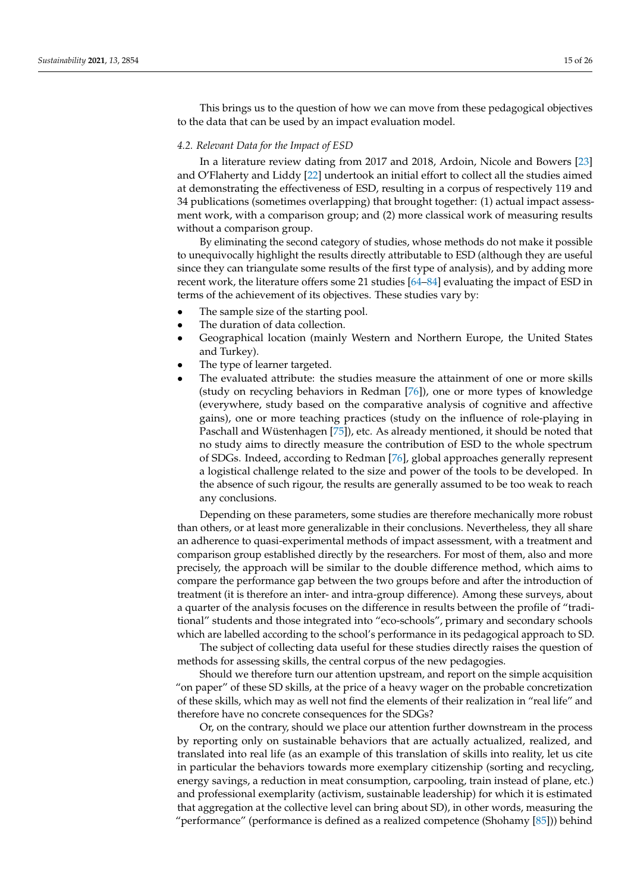This brings us to the question of how we can move from these pedagogical objectives to the data that can be used by an impact evaluation model.

### *4.2. Relevant Data for the Impact of ESD*

In a literature review dating from 2017 and 2018, Ardoin, Nicole and Bowers [23] and O'Flaherty and Liddy [22] undertook an initial effort to collect all the studies aimed at demonstrating the effectiveness of ESD, resulting in a corpus of respectively 119 and 34 publications (sometimes overlapping) that brought together: (1) actual impact assessment work, with a comparison group; and (2) more classical work of measuring results without a comparison group.

By eliminating the second category of studies, whose methods do not make it possible to unequivocally highlight the results directly attributable to ESD (although they are useful since they can triangulate some results of the first type of analysis), and by adding more recent work, the literature offers some 21 studies [64–84] evaluating the impact of ESD in terms of the achievement of its objectives. These studies vary by:

- The sample size of the starting pool.
- The duration of data collection.
- Geographical location (mainly Western and Northern Europe, the United States and Turkey).
- The type of learner targeted.
- The evaluated attribute: the studies measure the attainment of one or more skills (study on recycling behaviors in Redman [76]), one or more types of knowledge (everywhere, study based on the comparative analysis of cognitive and affective gains), one or more teaching practices (study on the influence of role-playing in Paschall and Wüstenhagen [75]), etc. As already mentioned, it should be noted that no study aims to directly measure the contribution of ESD to the whole spectrum of SDGs. Indeed, according to Redman [76], global approaches generally represent a logistical challenge related to the size and power of the tools to be developed. In the absence of such rigour, the results are generally assumed to be too weak to reach any conclusions.

Depending on these parameters, some studies are therefore mechanically more robust than others, or at least more generalizable in their conclusions. Nevertheless, they all share an adherence to quasi-experimental methods of impact assessment, with a treatment and comparison group established directly by the researchers. For most of them, also and more precisely, the approach will be similar to the double difference method, which aims to compare the performance gap between the two groups before and after the introduction of treatment (it is therefore an inter- and intra-group difference). Among these surveys, about a quarter of the analysis focuses on the difference in results between the profile of "traditional" students and those integrated into "eco-schools", primary and secondary schools which are labelled according to the school's performance in its pedagogical approach to SD.

The subject of collecting data useful for these studies directly raises the question of methods for assessing skills, the central corpus of the new pedagogies.

Should we therefore turn our attention upstream, and report on the simple acquisition "on paper" of these SD skills, at the price of a heavy wager on the probable concretization of these skills, which may as well not find the elements of their realization in "real life" and therefore have no concrete consequences for the SDGs?

Or, on the contrary, should we place our attention further downstream in the process by reporting only on sustainable behaviors that are actually actualized, realized, and translated into real life (as an example of this translation of skills into reality, let us cite in particular the behaviors towards more exemplary citizenship (sorting and recycling, energy savings, a reduction in meat consumption, carpooling, train instead of plane, etc.) and professional exemplarity (activism, sustainable leadership) for which it is estimated that aggregation at the collective level can bring about SD), in other words, measuring the "performance" (performance is defined as a realized competence (Shohamy [85])) behind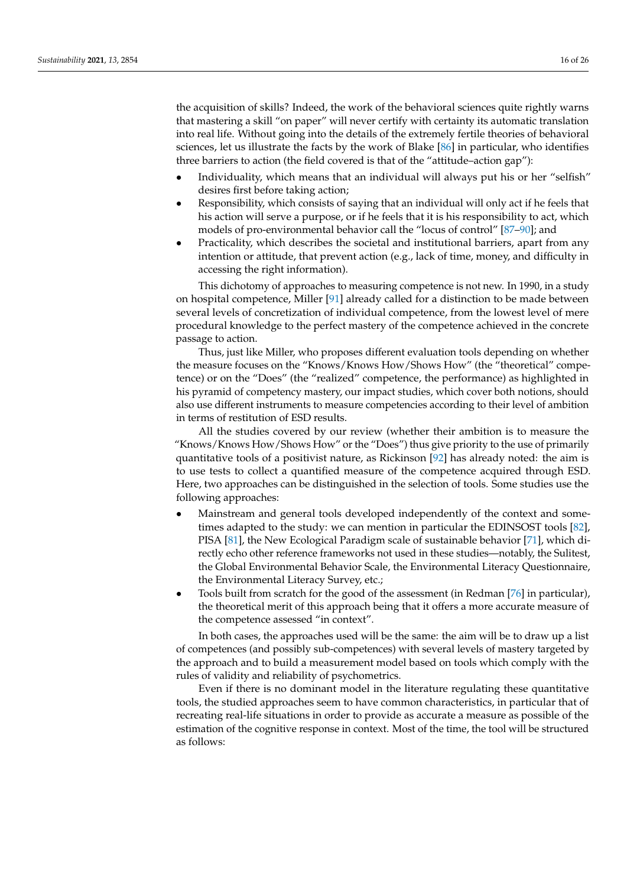the acquisition of skills? Indeed, the work of the behavioral sciences quite rightly warns that mastering a skill "on paper" will never certify with certainty its automatic translation into real life. Without going into the details of the extremely fertile theories of behavioral sciences, let us illustrate the facts by the work of Blake [86] in particular, who identifies three barriers to action (the field covered is that of the "attitude–action gap"):

- Individuality, which means that an individual will always put his or her "selfish" desires first before taking action;
- Responsibility, which consists of saying that an individual will only act if he feels that his action will serve a purpose, or if he feels that it is his responsibility to act, which models of pro-environmental behavior call the "locus of control" [87–90]; and
- Practicality, which describes the societal and institutional barriers, apart from any intention or attitude, that prevent action (e.g., lack of time, money, and difficulty in accessing the right information).

This dichotomy of approaches to measuring competence is not new. In 1990, in a study on hospital competence, Miller [91] already called for a distinction to be made between several levels of concretization of individual competence, from the lowest level of mere procedural knowledge to the perfect mastery of the competence achieved in the concrete passage to action.

Thus, just like Miller, who proposes different evaluation tools depending on whether the measure focuses on the "Knows/Knows How/Shows How" (the "theoretical" competence) or on the "Does" (the "realized" competence, the performance) as highlighted in his pyramid of competency mastery, our impact studies, which cover both notions, should also use different instruments to measure competencies according to their level of ambition in terms of restitution of ESD results.

All the studies covered by our review (whether their ambition is to measure the "Knows/Knows How/Shows How" or the "Does") thus give priority to the use of primarily quantitative tools of a positivist nature, as Rickinson [92] has already noted: the aim is to use tests to collect a quantified measure of the competence acquired through ESD. Here, two approaches can be distinguished in the selection of tools. Some studies use the following approaches:

- Mainstream and general tools developed independently of the context and sometimes adapted to the study: we can mention in particular the EDINSOST tools [82], PISA [81], the New Ecological Paradigm scale of sustainable behavior [71], which directly echo other reference frameworks not used in these studies—notably, the Sulitest, the Global Environmental Behavior Scale, the Environmental Literacy Questionnaire, the Environmental Literacy Survey, etc.;
- Tools built from scratch for the good of the assessment (in Redman [76] in particular), the theoretical merit of this approach being that it offers a more accurate measure of the competence assessed "in context".

In both cases, the approaches used will be the same: the aim will be to draw up a list of competences (and possibly sub-competences) with several levels of mastery targeted by the approach and to build a measurement model based on tools which comply with the rules of validity and reliability of psychometrics.

Even if there is no dominant model in the literature regulating these quantitative tools, the studied approaches seem to have common characteristics, in particular that of recreating real-life situations in order to provide as accurate a measure as possible of the estimation of the cognitive response in context. Most of the time, the tool will be structured as follows: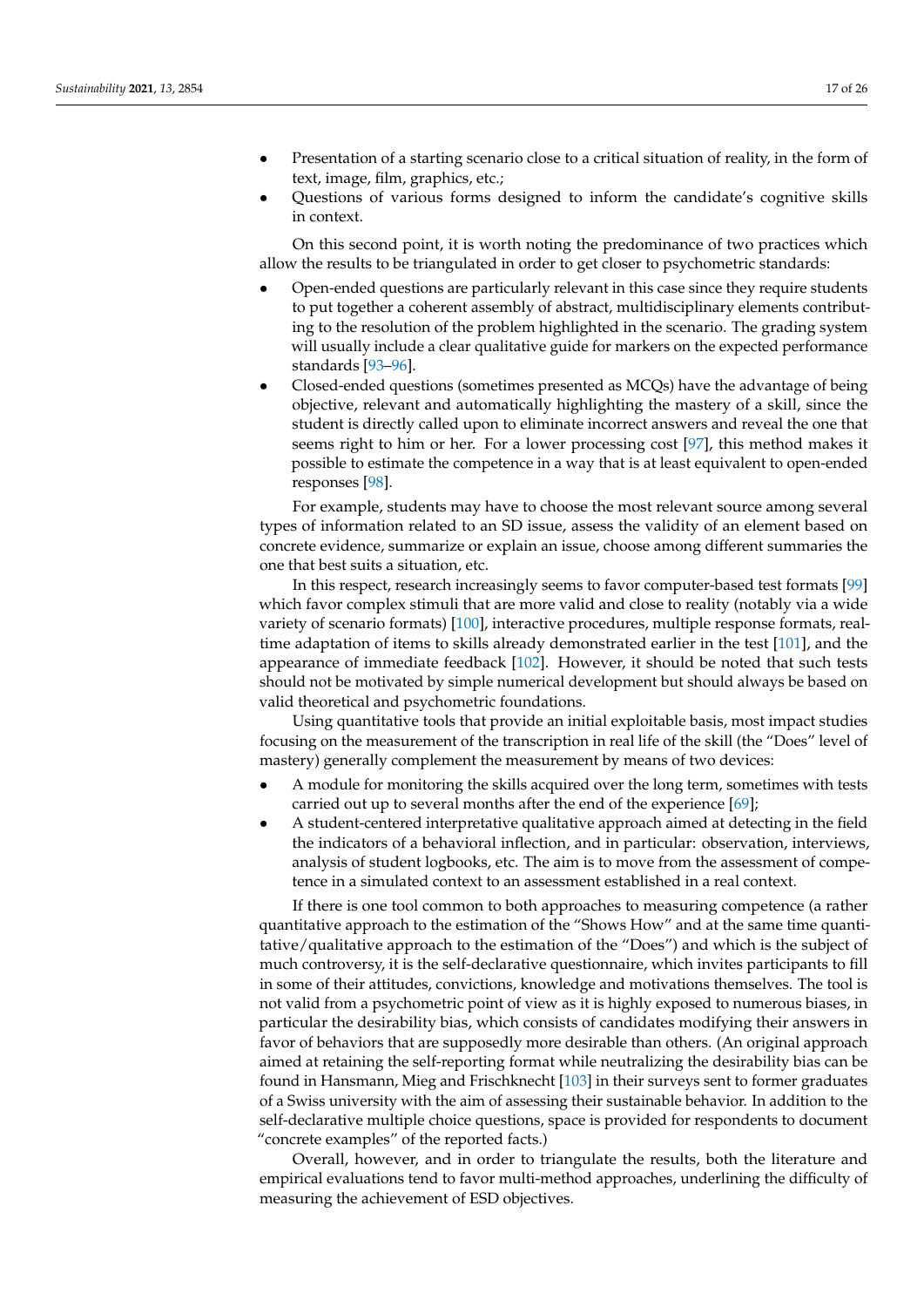- Presentation of a starting scenario close to a critical situation of reality, in the form of text, image, film, graphics, etc.;
- Questions of various forms designed to inform the candidate's cognitive skills in context.

On this second point, it is worth noting the predominance of two practices which allow the results to be triangulated in order to get closer to psychometric standards:

- Open-ended questions are particularly relevant in this case since they require students to put together a coherent assembly of abstract, multidisciplinary elements contributing to the resolution of the problem highlighted in the scenario. The grading system will usually include a clear qualitative guide for markers on the expected performance standards [93–96].
- Closed-ended questions (sometimes presented as MCQs) have the advantage of being objective, relevant and automatically highlighting the mastery of a skill, since the student is directly called upon to eliminate incorrect answers and reveal the one that seems right to him or her. For a lower processing cost [97], this method makes it possible to estimate the competence in a way that is at least equivalent to open-ended responses [98].

For example, students may have to choose the most relevant source among several types of information related to an SD issue, assess the validity of an element based on concrete evidence, summarize or explain an issue, choose among different summaries the one that best suits a situation, etc.

In this respect, research increasingly seems to favor computer-based test formats [99] which favor complex stimuli that are more valid and close to reality (notably via a wide variety of scenario formats) [100], interactive procedures, multiple response formats, real-time adaptation of items to skills already demonstrated earlier in the test [101], and the appearance of immediate feedback [102]. However, it should be noted that such tests should not be motivated by simple numerical development but should always be based on valid theoretical and psychometric foundations.

Using quantitative tools that provide an initial exploitable basis, most impact studies focusing on the measurement of the transcription in real life of the skill (the "Does" level of mastery) generally complement the measurement by means of two devices:

- A module for monitoring the skills acquired over the long term, sometimes with tests carried out up to several months after the end of the experience [69];
- A student-centered interpretative qualitative approach aimed at detecting in the field the indicators of a behavioral inflection, and in particular: observation, interviews, analysis of student logbooks, etc. The aim is to move from the assessment of competence in a simulated context to an assessment established in a real context.

If there is one tool common to both approaches to measuring competence (a rather quantitative approach to the estimation of the "Shows How" and at the same time quantitative/qualitative approach to the estimation of the "Does") and which is the subject of much controversy, it is the self-declarative questionnaire, which invites participants to fill in some of their attitudes, convictions, knowledge and motivations themselves. The tool is not valid from a psychometric point of view as it is highly exposed to numerous biases, in particular the desirability bias, which consists of candidates modifying their answers in favor of behaviors that are supposedly more desirable than others. (An original approach aimed at retaining the self-reporting format while neutralizing the desirability bias can be found in Hansmann, Mieg and Frischknecht [103] in their surveys sent to former graduates of a Swiss university with the aim of assessing their sustainable behavior. In addition to the self-declarative multiple choice questions, space is provided for respondents to document "concrete examples" of the reported facts.)

Overall, however, and in order to triangulate the results, both the literature and empirical evaluations tend to favor multi-method approaches, underlining the difficulty of measuring the achievement of ESD objectives.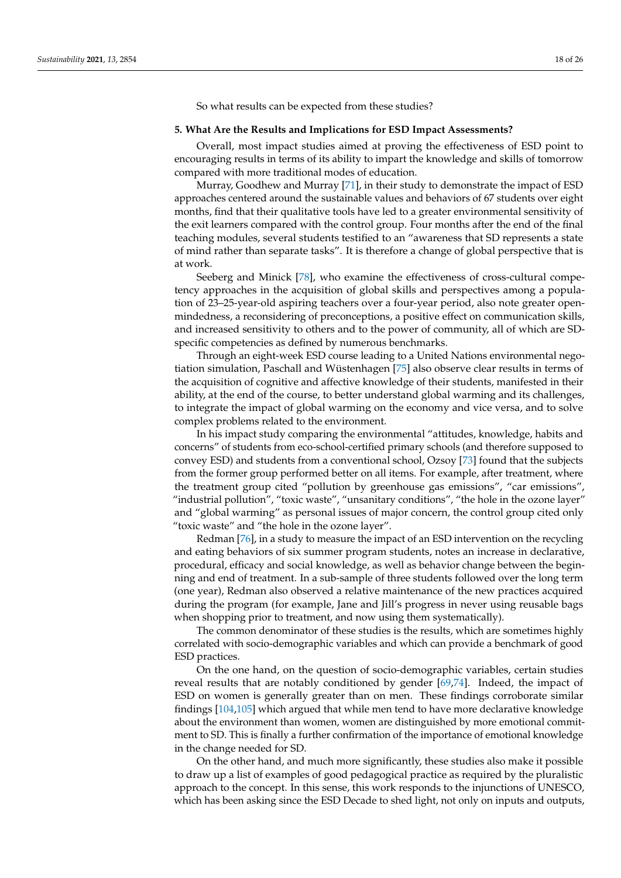So what results can be expected from these studies?

## 5. What Are the Results and Implications for ESD Impact Assessments?

Overall, most impact studies aimed at proving the effectiveness of ESD point to encouraging results in terms of its ability to impart the knowledge and skills of tomorrow compared with more traditional modes of education.

Murray, Goodhew and Murray [71], in their study to demonstrate the impact of ESD approaches centered around the sustainable values and behaviors of 67 students over eight months, find that their qualitative tools have led to a greater environmental sensitivity of the exit learners compared with the control group. Four months after the end of the final teaching modules, several students testified to an "awareness that SD represents a state of mind rather than separate tasks". It is therefore a change of global perspective that is at work.

Seeberg and Minick [78], who examine the effectiveness of cross-cultural competency approaches in the acquisition of global skills and perspectives among a population of 23–25-year-old aspiring teachers over a four-year period, also note greater open-mindedness, a reconsidering of preconceptions, a positive effect on communication skills, and increased sensitivity to others and to the power of community, all of which are SD-specific competencies as defined by numerous benchmarks.

Through an eight-week ESD course leading to a United Nations environmental negotiation simulation, Paschall and Wüstenhagen [75] also observe clear results in terms of the acquisition of cognitive and affective knowledge of their students, manifested in their ability, at the end of the course, to better understand global warming and its challenges, to integrate the impact of global warming on the economy and vice versa, and to solve complex problems related to the environment.

In his impact study comparing the environmental "attitudes, knowledge, habits and concerns" of students from eco-school-certified primary schools (and therefore supposed to convey ESD) and students from a conventional school, Ozsoy [73] found that the subjects from the former group performed better on all items. For example, after treatment, where the treatment group cited "pollution by greenhouse gas emissions", "car emissions", "industrial pollution", "toxic waste", "unsanitary conditions", "the hole in the ozone layer" and "global warming" as personal issues of major concern, the control group cited only "toxic waste" and "the hole in the ozone layer".

Redman [76], in a study to measure the impact of an ESD intervention on the recycling and eating behaviors of six summer program students, notes an increase in declarative, procedural, efficacy and social knowledge, as well as behavior change between the beginning and end of treatment. In a sub-sample of three students followed over the long term (one year), Redman also observed a relative maintenance of the new practices acquired during the program (for example, Jane and Jill's progress in never using reusable bags when shopping prior to treatment, and now using them systematically).

The common denominator of these studies is the results, which are sometimes highly correlated with socio-demographic variables and which can provide a benchmark of good ESD practices.

On the one hand, on the question of socio-demographic variables, certain studies reveal results that are notably conditioned by gender [69,74]. Indeed, the impact of ESD on women is generally greater than on men. These findings corroborate similar findings [104,105] which argued that while men tend to have more declarative knowledge about the environment than women, women are distinguished by more emotional commitment to SD. This is finally a further confirmation of the importance of emotional knowledge in the change needed for SD.

On the other hand, and much more significantly, these studies also make it possible to draw up a list of examples of good pedagogical practice as required by the pluralistic approach to the concept. In this sense, this work responds to the injunctions of UNESCO, which has been asking since the ESD Decade to shed light, not only on inputs and outputs,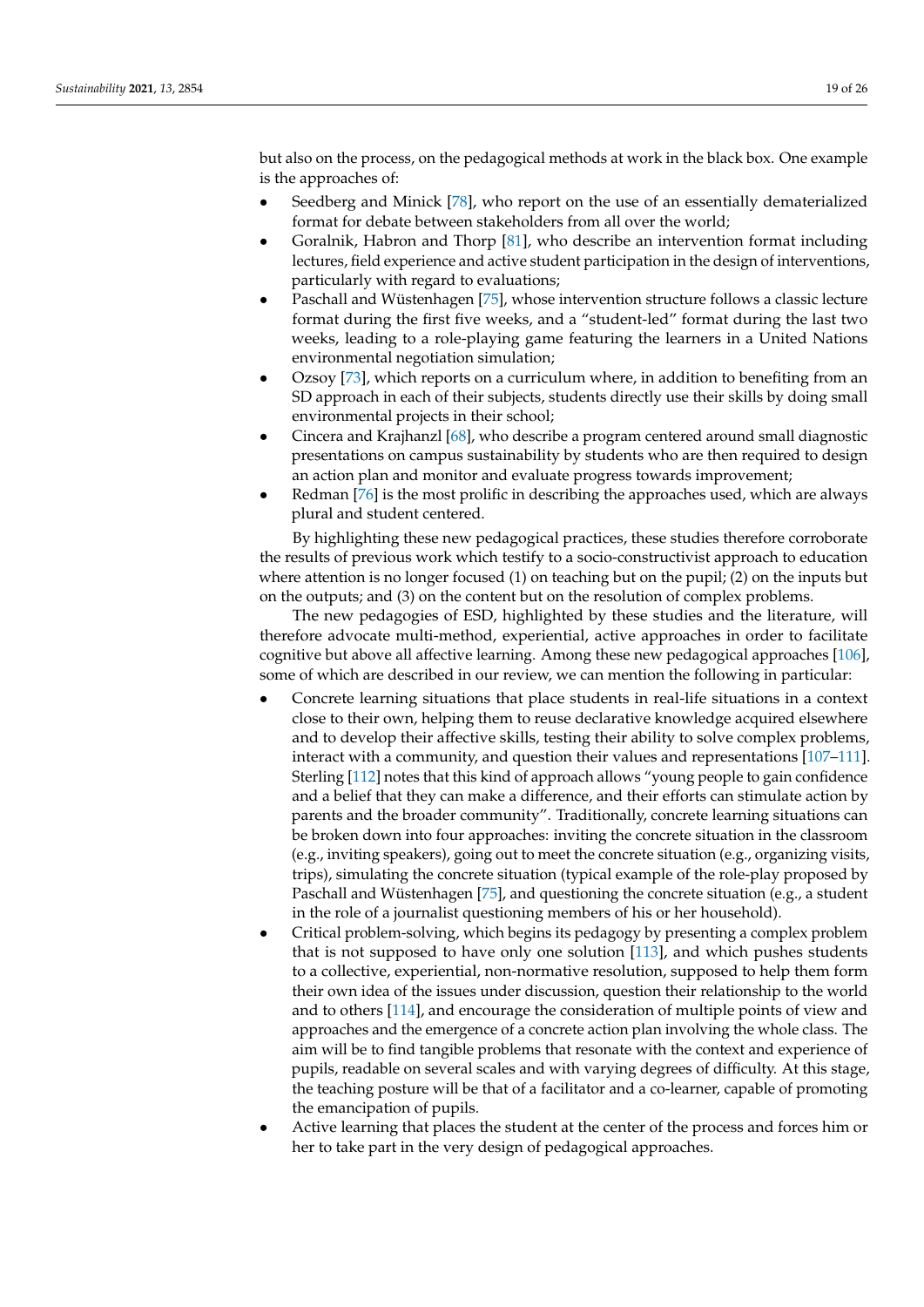but also on the process, on the pedagogical methods at work in the black box. One example is the approaches of:

- Seedberg and Minick [78], who report on the use of an essentially dematerialized format for debate between stakeholders from all over the world;
- Goralnik, Habron and Thorp [81], who describe an intervention format including lectures, field experience and active student participation in the design of interventions, particularly with regard to evaluations;
- Paschall and Wüstenhagen [75], whose intervention structure follows a classic lecture format during the first five weeks, and a "student-led" format during the last two weeks, leading to a role-playing game featuring the learners in a United Nations environmental negotiation simulation;
- Ozsoy [73], which reports on a curriculum where, in addition to benefiting from an SD approach in each of their subjects, students directly use their skills by doing small environmental projects in their school;
- Cincera and Krajhanzl [68], who describe a program centered around small diagnostic presentations on campus sustainability by students who are then required to design an action plan and monitor and evaluate progress towards improvement;
- Redman [76] is the most prolific in describing the approaches used, which are always plural and student centered.

By highlighting these new pedagogical practices, these studies therefore corroborate the results of previous work which testify to a socio-constructivist approach to education where attention is no longer focused (1) on teaching but on the pupil; (2) on the inputs but on the outputs; and (3) on the content but on the resolution of complex problems.

The new pedagogies of ESD, highlighted by these studies and the literature, will therefore advocate multi-method, experiential, active approaches in order to facilitate cognitive but above all affective learning. Among these new pedagogical approaches [106], some of which are described in our review, we can mention the following in particular:

- Concrete learning situations that place students in real-life situations in a context close to their own, helping them to reuse declarative knowledge acquired elsewhere and to develop their affective skills, testing their ability to solve complex problems, interact with a community, and question their values and representations [107–111]. Sterling [112] notes that this kind of approach allows "young people to gain confidence and a belief that they can make a difference, and their efforts can stimulate action by parents and the broader community". Traditionally, concrete learning situations can be broken down into four approaches: inviting the concrete situation in the classroom (e.g., inviting speakers), going out to meet the concrete situation (e.g., organizing visits, trips), simulating the concrete situation (typical example of the role-play proposed by Paschall and Wüstenhagen [75], and questioning the concrete situation (e.g., a student in the role of a journalist questioning members of his or her household).
- Critical problem-solving, which begins its pedagogy by presenting a complex problem that is not supposed to have only one solution [113], and which pushes students to a collective, experiential, non-normative resolution, supposed to help them form their own idea of the issues under discussion, question their relationship to the world and to others [114], and encourage the consideration of multiple points of view and approaches and the emergence of a concrete action plan involving the whole class. The aim will be to find tangible problems that resonate with the context and experience of pupils, readable on several scales and with varying degrees of difficulty. At this stage, the teaching posture will be that of a facilitator and a co-learner, capable of promoting the emancipation of pupils.
- Active learning that places the student at the center of the process and forces him or her to take part in the very design of pedagogical approaches.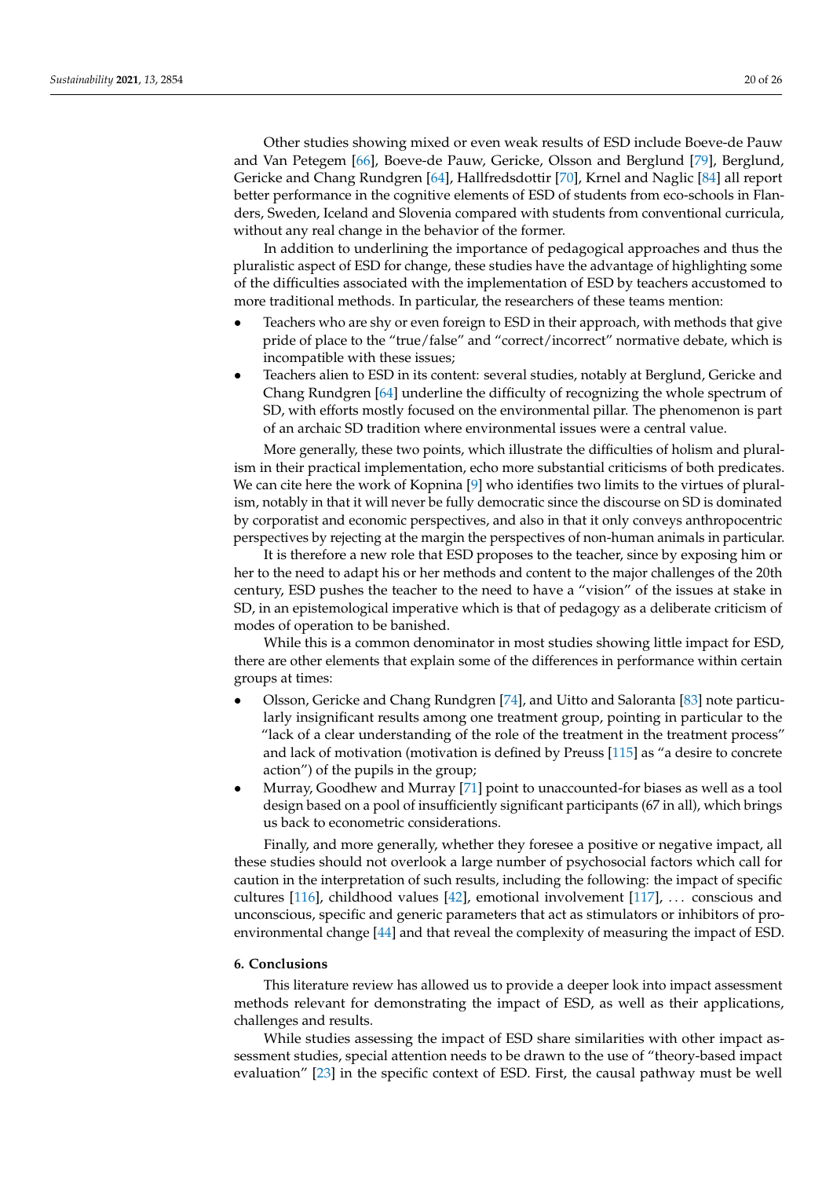Other studies showing mixed or even weak results of ESD include Boeve-de Pauw and Van Petegem [66], Boeve-de Pauw, Gericke, Olsson and Berglund [79], Berglund, Gericke and Chang Rundgren [64], Hallfredsdottir [70], Krnel and Naglic [84] all report better performance in the cognitive elements of ESD of students from eco-schools in Flanders, Sweden, Iceland and Slovenia compared with students from conventional curricula, without any real change in the behavior of the former.

In addition to underlining the importance of pedagogical approaches and thus the pluralistic aspect of ESD for change, these studies have the advantage of highlighting some of the difficulties associated with the implementation of ESD by teachers accustomed to more traditional methods. In particular, the researchers of these teams mention:

- Teachers who are shy or even foreign to ESD in their approach, with methods that give pride of place to the "true/false" and "correct/incorrect" normative debate, which is incompatible with these issues;
- Teachers alien to ESD in its content: several studies, notably at Berglund, Gericke and Chang Rundgren [64] underline the difficulty of recognizing the whole spectrum of SD, with efforts mostly focused on the environmental pillar. The phenomenon is part of an archaic SD tradition where environmental issues were a central value.

More generally, these two points, which illustrate the difficulties of holism and pluralism in their practical implementation, echo more substantial criticisms of both predicates. We can cite here the work of Kopnina [9] who identifies two limits to the virtues of pluralism, notably in that it will never be fully democratic since the discourse on SD is dominated by corporatist and economic perspectives, and also in that it only conveys anthropocentric perspectives by rejecting at the margin the perspectives of non-human animals in particular.

It is therefore a new role that ESD proposes to the teacher, since by exposing him or her to the need to adapt his or her methods and content to the major challenges of the 20th century, ESD pushes the teacher to the need to have a "vision" of the issues at stake in SD, in an epistemological imperative which is that of pedagogy as a deliberate criticism of modes of operation to be banished.

While this is a common denominator in most studies showing little impact for ESD, there are other elements that explain some of the differences in performance within certain groups at times:

- Olsson, Gericke and Chang Rundgren [74], and Uitto and Saloranta [83] note particularly insignificant results among one treatment group, pointing in particular to the "lack of a clear understanding of the role of the treatment in the treatment process" and lack of motivation (motivation is defined by Preuss [115] as "a desire to concrete action") of the pupils in the group;
- Murray, Goodhew and Murray [71] point to unaccounted-for biases as well as a tool design based on a pool of insufficiently significant participants (67 in all), which brings us back to econometric considerations.

Finally, and more generally, whether they foresee a positive or negative impact, all these studies should not overlook a large number of psychosocial factors which call for caution in the interpretation of such results, including the following: the impact of specific cultures [116], childhood values [42], emotional involvement [117], ... conscious and unconscious, specific and generic parameters that act as stimulators or inhibitors of pro-environmental change [44] and that reveal the complexity of measuring the impact of ESD.

## 6. Conclusions

This literature review has allowed us to provide a deeper look into impact assessment methods relevant for demonstrating the impact of ESD, as well as their applications, challenges and results.

While studies assessing the impact of ESD share similarities with other impact assessment studies, special attention needs to be drawn to the use of "theory-based impact evaluation" [23] in the specific context of ESD. First, the causal pathway must be well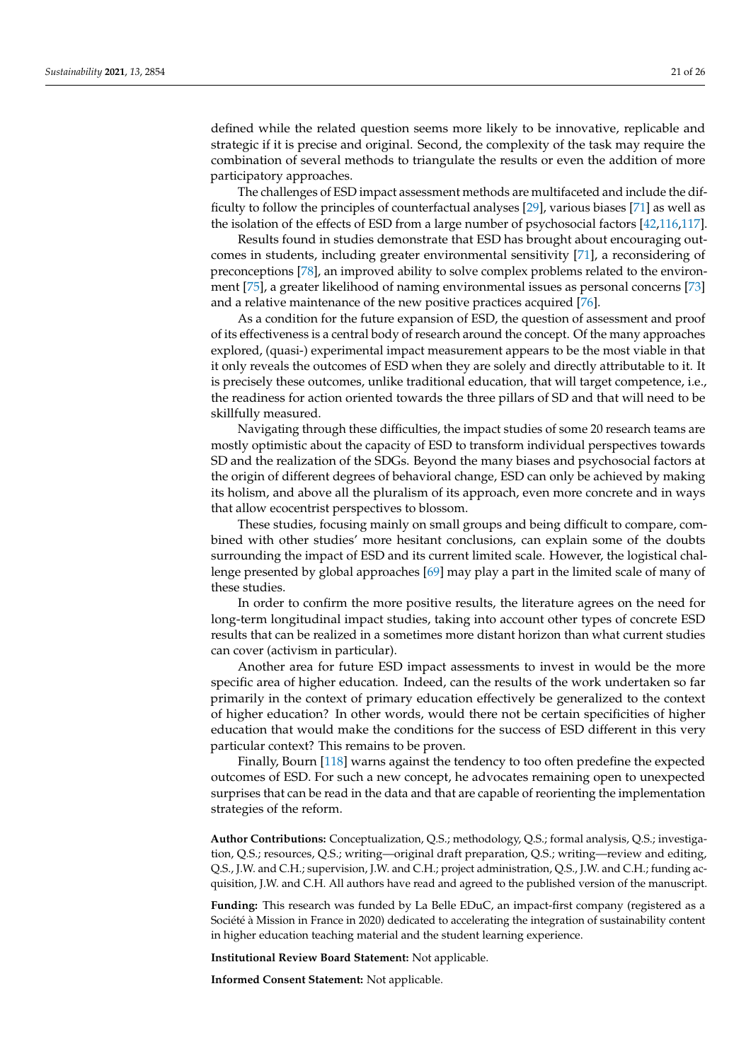defined while the related question seems more likely to be innovative, replicable and strategic if it is precise and original. Second, the complexity of the task may require the combination of several methods to triangulate the results or even the addition of more participatory approaches.

The challenges of ESD impact assessment methods are multifaceted and include the difficulty to follow the principles of counterfactual analyses [29], various biases [71] as well as the isolation of the effects of ESD from a large number of psychosocial factors [42,116,117].

Results found in studies demonstrate that ESD has brought about encouraging outcomes in students, including greater environmental sensitivity [71], a reconsidering of preconceptions [78], an improved ability to solve complex problems related to the environment [75], a greater likelihood of naming environmental issues as personal concerns [73] and a relative maintenance of the new positive practices acquired [76].

As a condition for the future expansion of ESD, the question of assessment and proof of its effectiveness is a central body of research around the concept. Of the many approaches explored, (quasi-) experimental impact measurement appears to be the most viable in that it only reveals the outcomes of ESD when they are solely and directly attributable to it. It is precisely these outcomes, unlike traditional education, that will target competence, i.e., the readiness for action oriented towards the three pillars of SD and that will need to be skillfully measured.

Navigating through these difficulties, the impact studies of some 20 research teams are mostly optimistic about the capacity of ESD to transform individual perspectives towards SD and the realization of the SDGs. Beyond the many biases and psychosocial factors at the origin of different degrees of behavioral change, ESD can only be achieved by making its holism, and above all the pluralism of its approach, even more concrete and in ways that allow ecocentrist perspectives to blossom.

These studies, focusing mainly on small groups and being difficult to compare, combined with other studies' more hesitant conclusions, can explain some of the doubts surrounding the impact of ESD and its current limited scale. However, the logistical challenge presented by global approaches [69] may play a part in the limited scale of many of these studies.

In order to confirm the more positive results, the literature agrees on the need for long-term longitudinal impact studies, taking into account other types of concrete ESD results that can be realized in a sometimes more distant horizon than what current studies can cover (activism in particular).

Another area for future ESD impact assessments to invest in would be the more specific area of higher education. Indeed, can the results of the work undertaken so far primarily in the context of primary education effectively be generalized to the context of higher education? In other words, would there not be certain specificities of higher education that would make the conditions for the success of ESD different in this very particular context? This remains to be proven.

Finally, Bourn [118] warns against the tendency to too often predefine the expected outcomes of ESD. For such a new concept, he advocates remaining open to unexpected surprises that can be read in the data and that are capable of reorienting the implementation strategies of the reform.

**Author Contributions:** Conceptualization, Q.S.; methodology, Q.S.; formal analysis, Q.S.; investigation, Q.S.; resources, Q.S.; writing—original draft preparation, Q.S.; writing—review and editing, Q.S., J.W. and C.H.; supervision, J.W. and C.H.; project administration, Q.S., J.W. and C.H.; funding acquisition, J.W. and C.H. All authors have read and agreed to the published version of the manuscript.

**Funding:** This research was funded by La Belle EDuC, an impact-first company (registered as a Société à Mission in France in 2020) dedicated to accelerating the integration of sustainability content in higher education teaching material and the student learning experience.

**Institutional Review Board Statement:** Not applicable.

**Informed Consent Statement:** Not applicable.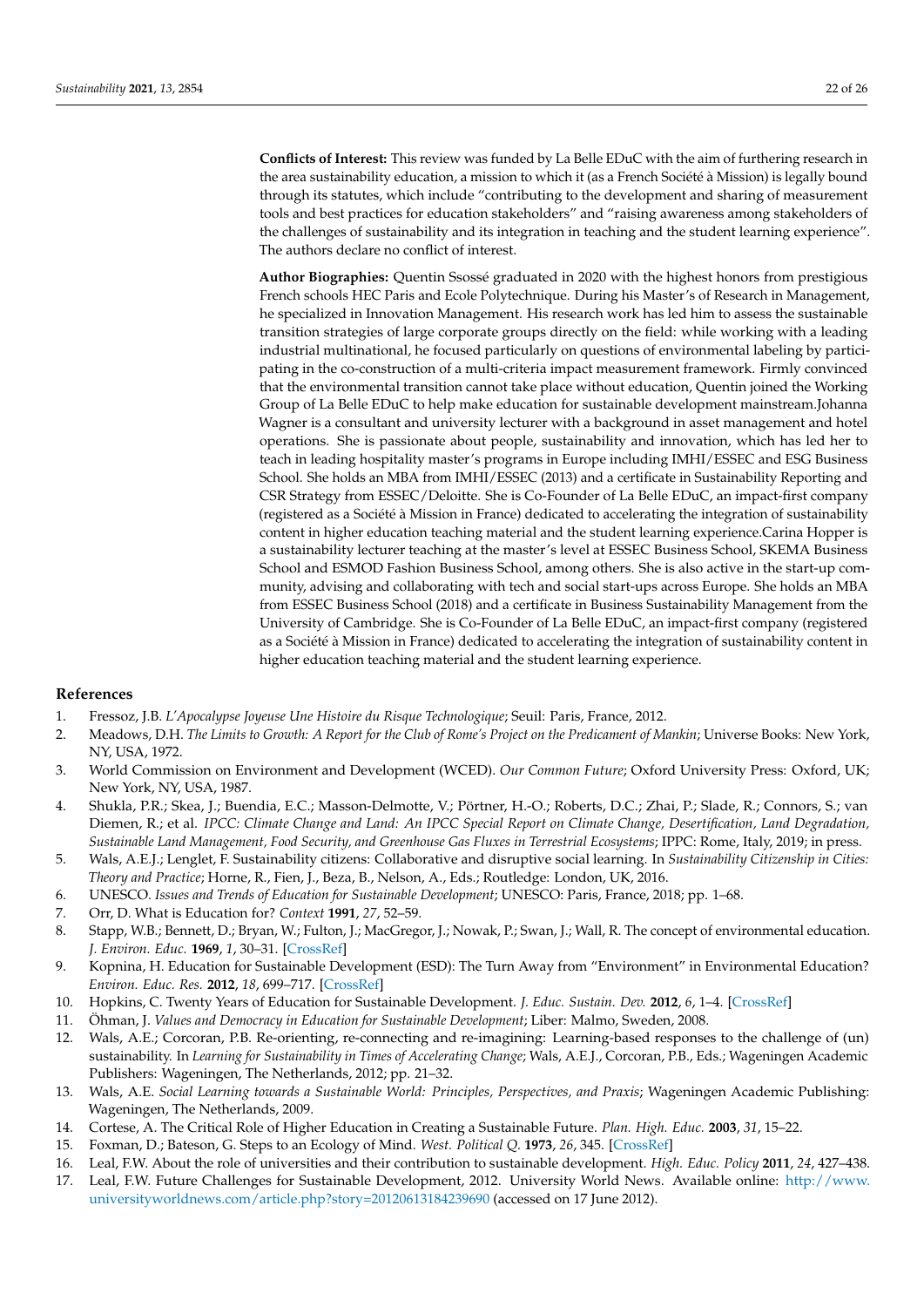**Conflicts of Interest:** This review was funded by La Belle EDuC with the aim of furthering research in the area sustainability education, a mission to which it (as a French Société à Mission) is legally bound through its statutes, which include "contributing to the development and sharing of measurement tools and best practices for education stakeholders" and "raising awareness among stakeholders of the challenges of sustainability and its integration in teaching and the student learning experience". The authors declare no conflict of interest.

**Author Biographies:** Quentin Ssossé graduated in 2020 with the highest honors from prestigious French schools HEC Paris and Ecole Polytechnique. During his Master's of Research in Management, he specialized in Innovation Management. His research work has led him to assess the sustainable transition strategies of large corporate groups directly on the field: while working with a leading industrial multinational, he focused particularly on questions of environmental labeling by participating in the co-construction of a multi-criteria impact measurement framework. Firmly convinced that the environmental transition cannot take place without education, Quentin joined the Working Group of La Belle EDuC to help make education for sustainable development mainstream.Johanna Wagner is a consultant and university lecturer with a background in asset management and hotel operations. She is passionate about people, sustainability and innovation, which has led her to teach in leading hospitality master's programs in Europe including IMHI/ESSEC and ESG Business School. She holds an MBA from IMHI/ESSEC (2013) and a certificate in Sustainability Reporting and CSR Strategy from ESSEC/Deloitte. She is Co-Founder of La Belle EDuC, an impact-first company (registered as a Société à Mission in France) dedicated to accelerating the integration of sustainability content in higher education teaching material and the student learning experience.Carina Hopper is a sustainability lecturer teaching at the master's level at ESSEC Business School, SKEMA Business School and ESMOD Fashion Business School, among others. She is also active in the start-up community, advising and collaborating with tech and social start-ups across Europe. She holds an MBA from ESSEC Business School (2018) and a certificate in Business Sustainability Management from the University of Cambridge. She is Co-Founder of La Belle EDuC, an impact-first company (registered as a Société à Mission in France) dedicated to accelerating the integration of sustainability content in higher education teaching material and the student learning experience.

## References

1. Fressoz, J.B. *L'Apocalypse Joyeuse Une Histoire du Risque Technologique*; Seuil: Paris, France, 2012.
2. Meadows, D.H. *The Limits to Growth: A Report for the Club of Rome's Project on the Predicament of Mankin*; Universe Books: New York, NY, USA, 1972.
3. World Commission on Environment and Development (WCED). *Our Common Future*; Oxford University Press: Oxford, UK; New York, NY, USA, 1987.
4. Shukla, P.R.; Skea, J.; Buendia, E.C.; Masson-Delmotte, V.; Pörtner, H.-O.; Roberts, D.C.; Zhai, P.; Slade, R.; Connors, S.; van Diemen, R.; et al. *IPCC: Climate Change and Land: An IPCC Special Report on Climate Change, Desertification, Land Degradation, Sustainable Land Management, Food Security, and Greenhouse Gas Fluxes in Terrestrial Ecosystems*; IPPC: Rome, Italy, 2019; in press.
5. Wals, A.E.J.; Lenglet, F. Sustainability citizens: Collaborative and disruptive social learning. In *Sustainability Citizenship in Cities: Theory and Practice*; Horne, R., Fien, J., Beza, B., Nelson, A., Eds.; Routledge: London, UK, 2016.
6. UNESCO. *Issues and Trends of Education for Sustainable Development*; UNESCO: Paris, France, 2018; pp. 1–68.
7. Orr, D. What is Education for? *Context* **1991**, *27*, 52–59.
8. Stapp, W.B.; Bennett, D.; Bryan, W.; Fulton, J.; MacGregor, J.; Nowak, P.; Swan, J.; Wall, R. The concept of environmental education. *J. Environ. Educ.* **1969**, *1*, 30–31. [CrossRef]
9. Kopnina, H. Education for Sustainable Development (ESD): The Turn Away from "Environment" in Environmental Education? *Environ. Educ. Res.* **2012**, *18*, 699–717. [CrossRef]
10. Hopkins, C. Twenty Years of Education for Sustainable Development. *J. Educ. Sustain. Dev.* **2012**, *6*, 1–4. [CrossRef]
11. Öhman, J. *Values and Democracy in Education for Sustainable Development*; Liber: Malmo, Sweden, 2008.
12. Wals, A.E.; Corcoran, P.B. Re-orienting, re-connecting and re-imagining: Learning-based responses to the challenge of (un) sustainability. In *Learning for Sustainability in Times of Accelerating Change*; Wals, A.E.J., Corcoran, P.B., Eds.; Wageningen Academic Publishers: Wageningen, The Netherlands, 2012; pp. 21–32.
13. Wals, A.E. *Social Learning towards a Sustainable World: Principles, Perspectives, and Praxis*; Wageningen Academic Publishing: Wageningen, The Netherlands, 2009.
14. Cortese, A. The Critical Role of Higher Education in Creating a Sustainable Future. *Plan. High. Educ.* **2003**, *31*, 15–22.
15. Foxman, D.; Bateson, G. Steps to an Ecology of Mind. *West. Political Q.* **1973**, *26*, 345. [CrossRef]
16. Leal, F.W. About the role of universities and their contribution to sustainable development. *High. Educ. Policy* **2011**, *24*, 427–438.
17. Leal, F.W. Future Challenges for Sustainable Development, 2012. University World News. Available online: http://www.universityworldnews.com/article.php?story=20120613184239690 (accessed on 17 June 2012).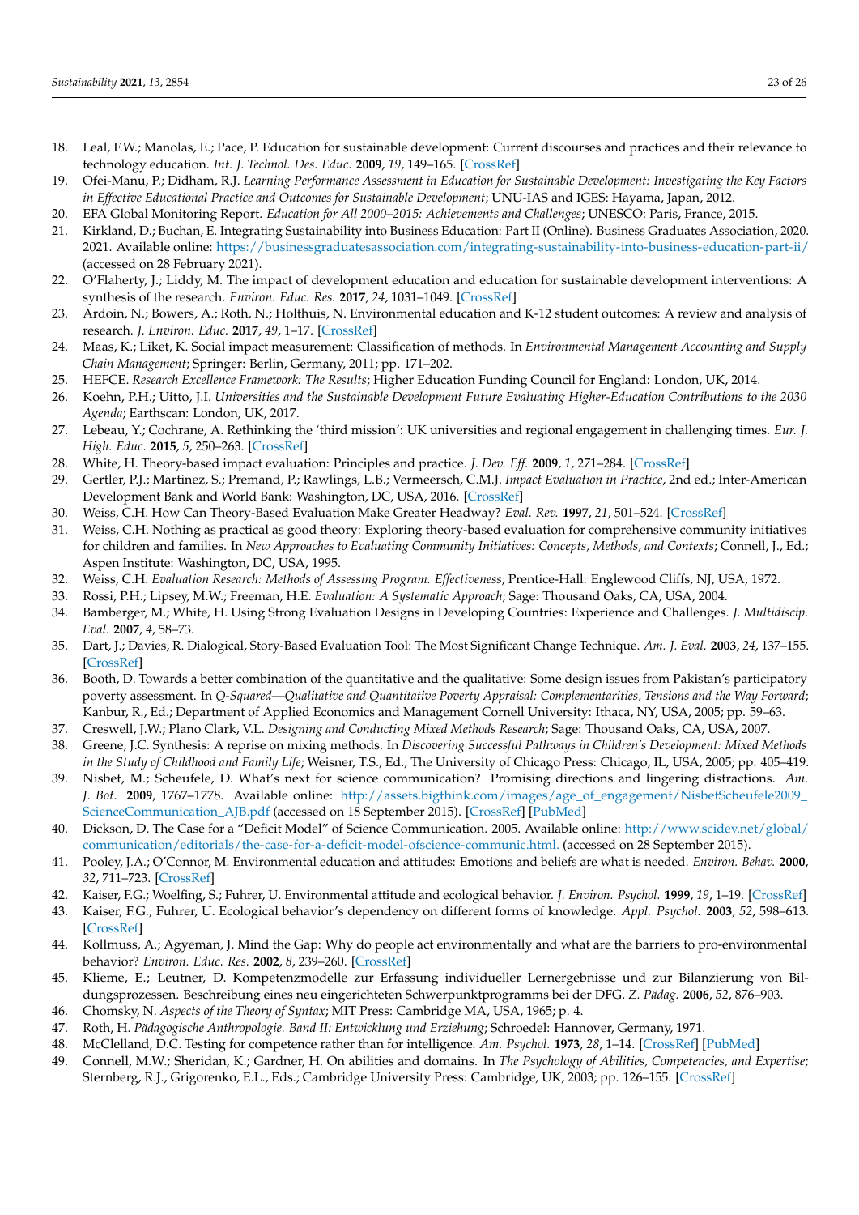18. Leal, F.W.; Manolas, E.; Pace, P. Education for sustainable development: Current discourses and practices and their relevance to technology education. *Int. J. Technol. Des. Educ.* **2009**, *19*, 149–165. [CrossRef]
19. Ofei-Manu, P.; Didham, R.J. *Learning Performance Assessment in Education for Sustainable Development: Investigating the Key Factors in Effective Educational Practice and Outcomes for Sustainable Development*; UNU-IAS and IGES: Hayama, Japan, 2012.
20. EFA Global Monitoring Report. *Education for All 2000–2015: Achievements and Challenges*; UNESCO: Paris, France, 2015.
21. Kirkland, D.; Buchan, E. Integrating Sustainability into Business Education: Part II (Online). Business Graduates Association, 2020. 2021. Available online: https://businessgraduatesassociation.com/integrating-sustainability-into-business-education-part-ii/ (accessed on 28 February 2021).
22. O'Flaherty, J.; Liddy, M. The impact of development education and education for sustainable development interventions: A synthesis of the research. *Environ. Educ. Res.* **2017**, *24*, 1031–1049. [CrossRef]
23. Ardoin, N.; Bowers, A.; Roth, N.; Holthuis, N. Environmental education and K-12 student outcomes: A review and analysis of research. *J. Environ. Educ.* **2017**, *49*, 1–17. [CrossRef]
24. Maas, K.; Liket, K. Social impact measurement: Classification of methods. In *Environmental Management Accounting and Supply Chain Management*; Springer: Berlin, Germany, 2011; pp. 171–202.
25. HEFCE. *Research Excellence Framework: The Results*; Higher Education Funding Council for England: London, UK, 2014.
26. Koehn, P.H.; Uitto, J.I. *Universities and the Sustainable Development Future Evaluating Higher-Education Contributions to the 2030 Agenda*; Earthscan: London, UK, 2017.
27. Lebeau, Y.; Cochrane, A. Rethinking the 'third mission': UK universities and regional engagement in challenging times. *Eur. J. High. Educ.* **2015**, *5*, 250–263. [CrossRef]
28. White, H. Theory-based impact evaluation: Principles and practice. *J. Dev. Eff.* **2009**, *1*, 271–284. [CrossRef]
29. Gertler, P.J.; Martinez, S.; Premand, P.; Rawlings, L.B.; Vermeersch, C.M.J. *Impact Evaluation in Practice*, 2nd ed.; Inter-American Development Bank and World Bank: Washington, DC, USA, 2016. [CrossRef]
30. Weiss, C.H. How Can Theory-Based Evaluation Make Greater Headway? *Eval. Rev.* **1997**, *21*, 501–524. [CrossRef]
31. Weiss, C.H. Nothing as practical as good theory: Exploring theory-based evaluation for comprehensive community initiatives for children and families. In *New Approaches to Evaluating Community Initiatives: Concepts, Methods, and Contexts*; Connell, J., Ed.; Aspen Institute: Washington, DC, USA, 1995.
32. Weiss, C.H. *Evaluation Research: Methods of Assessing Program. Effectiveness*; Prentice-Hall: Englewood Cliffs, NJ, USA, 1972.
33. Rossi, P.H.; Lipsey, M.W.; Freeman, H.E. *Evaluation: A Systematic Approach*; Sage: Thousand Oaks, CA, USA, 2004.
34. Bamberger, M.; White, H. Using Strong Evaluation Designs in Developing Countries: Experience and Challenges. *J. Multidiscip. Eval.* **2007**, *4*, 58–73.
35. Dart, J.; Davies, R. Dialogical, Story-Based Evaluation Tool: The Most Significant Change Technique. *Am. J. Eval.* **2003**, *24*, 137–155. [CrossRef]
36. Booth, D. Towards a better combination of the quantitative and the qualitative: Some design issues from Pakistan's participatory poverty assessment. In *Q-Squared—Qualitative and Quantitative Poverty Appraisal: Complementarities, Tensions and the Way Forward*; Kanbur, R., Ed.; Department of Applied Economics and Management Cornell University: Ithaca, NY, USA, 2005; pp. 59–63.
37. Creswell, J.W.; Plano Clark, V.L. *Designing and Conducting Mixed Methods Research*; Sage: Thousand Oaks, CA, USA, 2007.
38. Greene, J.C. Synthesis: A reprise on mixing methods. In *Discovering Successful Pathways in Children's Development: Mixed Methods in the Study of Childhood and Family Life*; Weisner, T.S., Ed.; The University of Chicago Press: Chicago, IL, USA, 2005; pp. 405–419.
39. Nisbet, M.; Scheufele, D. What's next for science communication? Promising directions and lingering distractions. *Am. J. Bot.* **2009**, 1767–1778. Available online: http://assets.bigthink.com/images/age_of_engagement/NisbetScheufele2009_ScienceCommunication_AJB.pdf (accessed on 18 September 2015). [CrossRef] [PubMed]
40. Dickson, D. The Case for a "Deficit Model" of Science Communication. 2005. Available online: http://www.scidev.net/global/communication/editorials/the-case-for-a-deficit-model-ofscience-communic.html. (accessed on 28 September 2015).
41. Pooley, J.A.; O'Connor, M. Environmental education and attitudes: Emotions and beliefs are what is needed. *Environ. Behav.* **2000**, *32*, 711–723. [CrossRef]
42. Kaiser, F.G.; Woelfing, S.; Fuhrer, U. Environmental attitude and ecological behavior. *J. Environ. Psychol.* **1999**, *19*, 1–19. [CrossRef]
43. Kaiser, F.G.; Fuhrer, U. Ecological behavior's dependency on different forms of knowledge. *Appl. Psychol.* **2003**, *52*, 598–613. [CrossRef]
44. Kollmuss, A.; Agyeman, J. Mind the Gap: Why do people act environmentally and what are the barriers to pro-environmental behavior? *Environ. Educ. Res.* **2002**, *8*, 239–260. [CrossRef]
45. Klieme, E.; Leutner, D. Kompetenzmodelle zur Erfassung individueller Lernergebnisse und zur Bilanzierung von Bildungsprozessen. Beschreibung eines neu eingerichteten Schwerpunktprogramms bei der DFG. *Z. Pädag.* **2006**, *52*, 876–903.
46. Chomsky, N. *Aspects of the Theory of Syntax*; MIT Press: Cambridge MA, USA, 1965; p. 4.
47. Roth, H. *Pädagogische Anthropologie. Band II: Entwicklung und Erziehung*; Schroedel: Hannover, Germany, 1971.
48. McClelland, D.C. Testing for competence rather than for intelligence. *Am. Psychol.* **1973**, *28*, 1–14. [CrossRef] [PubMed]
49. Connell, M.W.; Sheridan, K.; Gardner, H. On abilities and domains. In *The Psychology of Abilities, Competencies, and Expertise*; Sternberg, R.J., Grigorenko, E.L., Eds.; Cambridge University Press: Cambridge, UK, 2003; pp. 126–155. [CrossRef]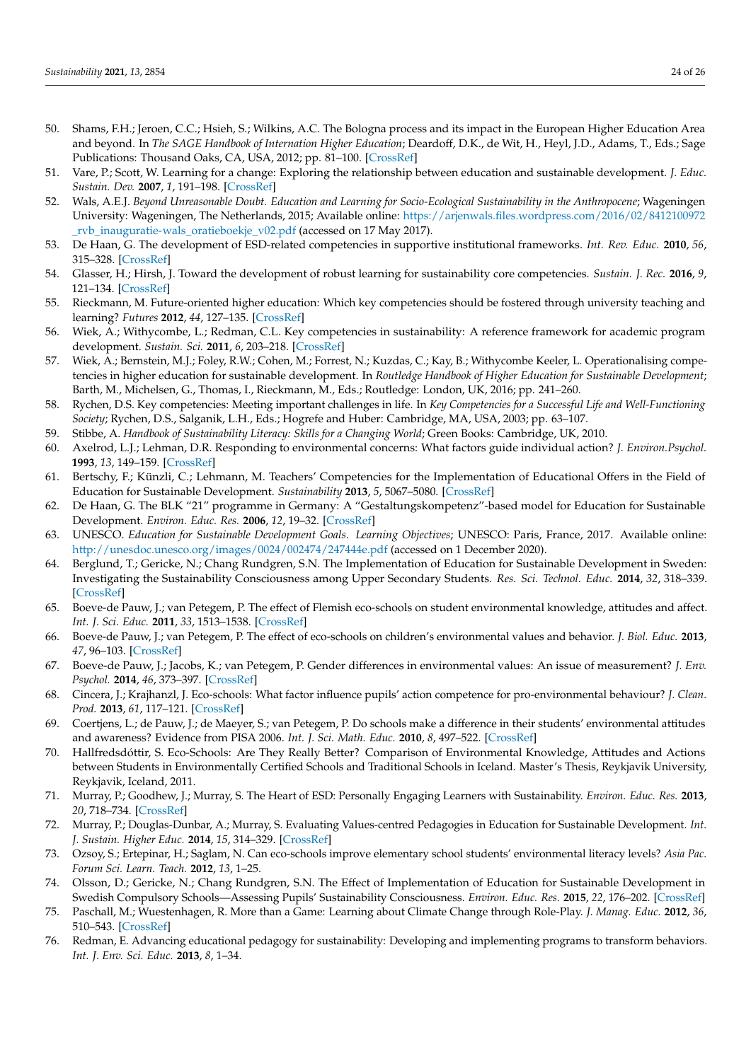50. Shams, F.H.; Jeroen, C.C.; Hsieh, S.; Wilkins, A.C. The Bologna process and its impact in the European Higher Education Area and beyond. In *The SAGE Handbook of Internation Higher Education*; Deardoff, D.K., de Wit, H., Heyl, J.D., Adams, T., Eds.; Sage Publications: Thousand Oaks, CA, USA, 2012; pp. 81–100. [CrossRef]
51. Vare, P.; Scott, W. Learning for a change: Exploring the relationship between education and sustainable development. *J. Educ. Sustain. Dev.* **2007**, *1*, 191–198. [CrossRef]
52. Wals, A.E.J. *Beyond Unreasonable Doubt. Education and Learning for Socio-Ecological Sustainability in the Anthropocene*; Wageningen University: Wageningen, The Netherlands, 2015; Available online: https://arjenwals.files.wordpress.com/2016/02/8412100972_rvb_inauguratie-wals_oratieboekje_v02.pdf (accessed on 17 May 2017).
53. De Haan, G. The development of ESD-related competencies in supportive institutional frameworks. *Int. Rev. Educ.* **2010**, *56*, 315–328. [CrossRef]
54. Glasser, H.; Hirsh, J. Toward the development of robust learning for sustainability core competencies. *Sustain. J. Rec.* **2016**, *9*, 121–134. [CrossRef]
55. Rieckmann, M. Future-oriented higher education: Which key competencies should be fostered through university teaching and learning? *Futures* **2012**, *44*, 127–135. [CrossRef]
56. Wiek, A.; Withycombe, L.; Redman, C.L. Key competencies in sustainability: A reference framework for academic program development. *Sustain. Sci.* **2011**, *6*, 203–218. [CrossRef]
57. Wiek, A.; Bernstein, M.J.; Foley, R.W.; Cohen, M.; Forrest, N.; Kuzdas, C.; Kay, B.; Withycombe Keeler, L. Operationalising competencies in higher education for sustainable development. In *Routledge Handbook of Higher Education for Sustainable Development*; Barth, M., Michelsen, G., Thomas, I., Rieckmann, M., Eds.; Routledge: London, UK, 2016; pp. 241–260.
58. Rychen, D.S. Key competencies: Meeting important challenges in life. In *Key Competencies for a Successful Life and Well-Functioning Society*; Rychen, D.S., Salganik, L.H., Eds.; Hogrefe and Huber: Cambridge, MA, USA, 2003; pp. 63–107.
59. Stibbe, A. *Handbook of Sustainability Literacy: Skills for a Changing World*; Green Books: Cambridge, UK, 2010.
60. Axelrod, L.J.; Lehman, D.R. Responding to environmental concerns: What factors guide individual action? *J. Environ.Psychol.* **1993**, *13*, 149–159. [CrossRef]
61. Bertschy, F.; Künzli, C.; Lehmann, M. Teachers' Competencies for the Implementation of Educational Offers in the Field of Education for Sustainable Development. *Sustainability* **2013**, *5*, 5067–5080. [CrossRef]
62. De Haan, G. The BLK "21" programme in Germany: A "Gestaltungskompetenz"-based model for Education for Sustainable Development. *Environ. Educ. Res.* **2006**, *12*, 19–32. [CrossRef]
63. UNESCO. *Education for Sustainable Development Goals. Learning Objectives*; UNESCO: Paris, France, 2017. Available online: http://unesdoc.unesco.org/images/0024/002474/247444e.pdf (accessed on 1 December 2020).
64. Berglund, T.; Gericke, N.; Chang Rundgren, S.N. The Implementation of Education for Sustainable Development in Sweden: Investigating the Sustainability Consciousness among Upper Secondary Students. *Res. Sci. Technol. Educ.* **2014**, *32*, 318–339. [CrossRef]
65. Boeve-de Pauw, J.; van Petegem, P. The effect of Flemish eco-schools on student environmental knowledge, attitudes and affect. *Int. J. Sci. Educ.* **2011**, *33*, 1513–1538. [CrossRef]
66. Boeve-de Pauw, J.; van Petegem, P. The effect of eco-schools on children's environmental values and behavior. *J. Biol. Educ.* **2013**, *47*, 96–103. [CrossRef]
67. Boeve-de Pauw, J.; Jacobs, K.; van Petegem, P. Gender differences in environmental values: An issue of measurement? *J. Env. Psychol.* **2014**, *46*, 373–397. [CrossRef]
68. Cincera, J.; Krajhanzl, J. Eco-schools: What factor influence pupils' action competence for pro-environmental behaviour? *J. Clean. Prod.* **2013**, *61*, 117–121. [CrossRef]
69. Coertjens, L.; de Pauw, J.; de Maeyer, S.; van Petegem, P. Do schools make a difference in their students' environmental attitudes and awareness? Evidence from PISA 2006. *Int. J. Sci. Math. Educ.* **2010**, *8*, 497–522. [CrossRef]
70. Hallfredsdóttir, S. Eco-Schools: Are They Really Better? Comparison of Environmental Knowledge, Attitudes and Actions between Students in Environmentally Certified Schools and Traditional Schools in Iceland. Master's Thesis, Reykjavik University, Reykjavik, Iceland, 2011.
71. Murray, P.; Goodhew, J.; Murray, S. The Heart of ESD: Personally Engaging Learners with Sustainability. *Environ. Educ. Res.* **2013**, *20*, 718–734. [CrossRef]
72. Murray, P.; Douglas-Dunbar, A.; Murray, S. Evaluating Values-centred Pedagogies in Education for Sustainable Development. *Int. J. Sustain. Higher Educ.* **2014**, *15*, 314–329. [CrossRef]
73. Ozsoy, S.; Ertepinar, H.; Saglam, N. Can eco-schools improve elementary school students' environmental literacy levels? *Asia Pac. Forum Sci. Learn. Teach.* **2012**, *13*, 1–25.
74. Olsson, D.; Gericke, N.; Chang Rundgren, S.N. The Effect of Implementation of Education for Sustainable Development in Swedish Compulsory Schools—Assessing Pupils' Sustainability Consciousness. *Environ. Educ. Res.* **2015**, *22*, 176–202. [CrossRef]
75. Paschall, M.; Wuestenhagen, R. More than a Game: Learning about Climate Change through Role-Play. *J. Manag. Educ.* **2012**, *36*, 510–543. [CrossRef]
76. Redman, E. Advancing educational pedagogy for sustainability: Developing and implementing programs to transform behaviors. *Int. J. Env. Sci. Educ.* **2013**, *8*, 1–34.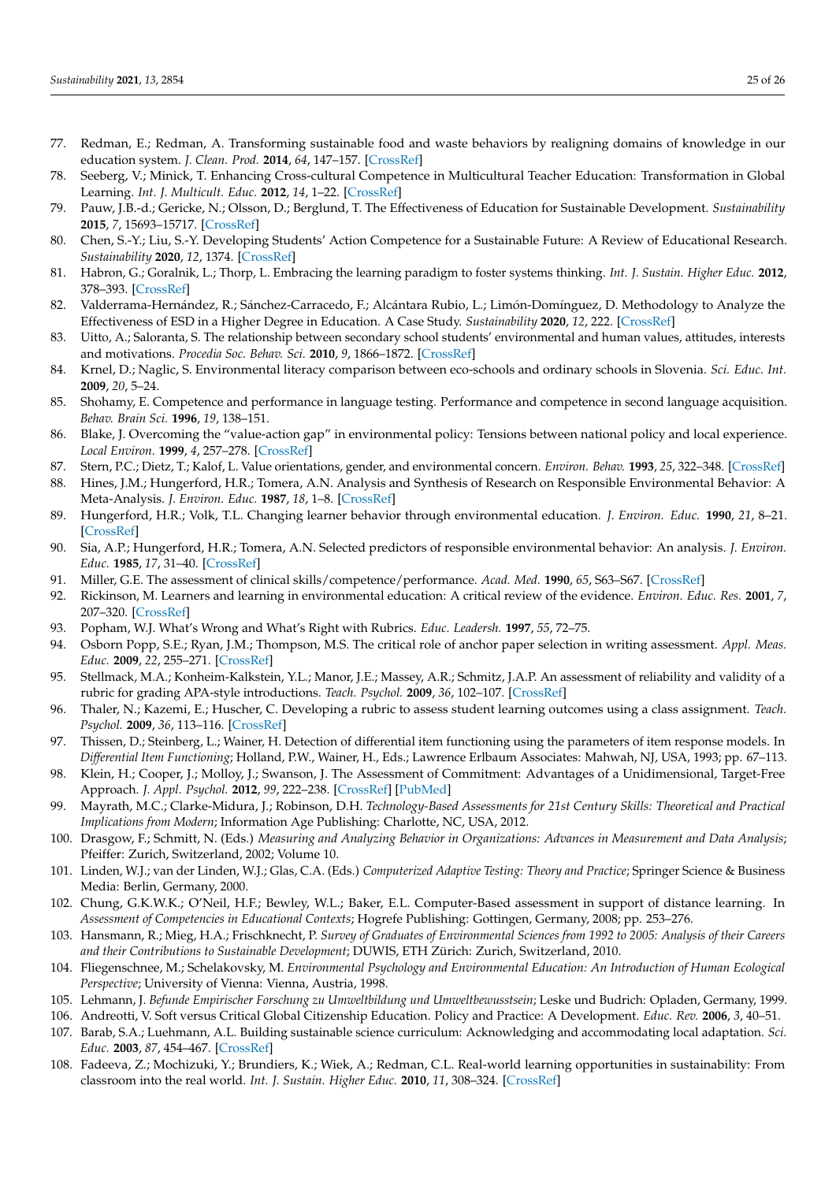77. Redman, E.; Redman, A. Transforming sustainable food and waste behaviors by realigning domains of knowledge in our education system. *J. Clean. Prod.* **2014**, *64*, 147–157. [CrossRef]
78. Seeberg, V.; Minick, T. Enhancing Cross-cultural Competence in Multicultural Teacher Education: Transformation in Global Learning. *Int. J. Multicult. Educ.* **2012**, *14*, 1–22. [CrossRef]
79. Pauw, J.B.-d.; Gericke, N.; Olsson, D.; Berglund, T. The Effectiveness of Education for Sustainable Development. *Sustainability* **2015**, *7*, 15693–15717. [CrossRef]
80. Chen, S.-Y.; Liu, S.-Y. Developing Students' Action Competence for a Sustainable Future: A Review of Educational Research. *Sustainability* **2020**, *12*, 1374. [CrossRef]
81. Habron, G.; Goralnik, L.; Thorp, L. Embracing the learning paradigm to foster systems thinking. *Int. J. Sustain. Higher Educ.* **2012**, 378–393. [CrossRef]
82. Valderrama-Hernández, R.; Sánchez-Carracedo, F.; Alcántara Rubio, L.; Limón-Domínguez, D. Methodology to Analyze the Effectiveness of ESD in a Higher Degree in Education. A Case Study. *Sustainability* **2020**, *12*, 222. [CrossRef]
83. Uitto, A.; Saloranta, S. The relationship between secondary school students' environmental and human values, attitudes, interests and motivations. *Procedia Soc. Behav. Sci.* **2010**, *9*, 1866–1872. [CrossRef]
84. Krnel, D.; Naglic, S. Environmental literacy comparison between eco-schools and ordinary schools in Slovenia. *Sci. Educ. Int.* **2009**, *20*, 5–24.
85. Shohamy, E. Competence and performance in language testing. Performance and competence in second language acquisition. *Behav. Brain Sci.* **1996**, *19*, 138–151.
86. Blake, J. Overcoming the "value-action gap" in environmental policy: Tensions between national policy and local experience. *Local Environ.* **1999**, *4*, 257–278. [CrossRef]
87. Stern, P.C.; Dietz, T.; Kalof, L. Value orientations, gender, and environmental concern. *Environ. Behav.* **1993**, *25*, 322–348. [CrossRef]
88. Hines, J.M.; Hungerford, H.R.; Tomera, A.N. Analysis and Synthesis of Research on Responsible Environmental Behavior: A Meta-Analysis. *J. Environ. Educ.* **1987**, *18*, 1–8. [CrossRef]
89. Hungerford, H.R.; Volk, T.L. Changing learner behavior through environmental education. *J. Environ. Educ.* **1990**, *21*, 8–21. [CrossRef]
90. Sia, A.P.; Hungerford, H.R.; Tomera, A.N. Selected predictors of responsible environmental behavior: An analysis. *J. Environ. Educ.* **1985**, *17*, 31–40. [CrossRef]
91. Miller, G.E. The assessment of clinical skills/competence/performance. *Acad. Med.* **1990**, *65*, S63–S67. [CrossRef]
92. Rickinson, M. Learners and learning in environmental education: A critical review of the evidence. *Environ. Educ. Res.* **2001**, *7*, 207–320. [CrossRef]
93. Popham, W.J. What's Wrong and What's Right with Rubrics. *Educ. Leadersh.* **1997**, *55*, 72–75.
94. Osborn Popp, S.E.; Ryan, J.M.; Thompson, M.S. The critical role of anchor paper selection in writing assessment. *Appl. Meas. Educ.* **2009**, *22*, 255–271. [CrossRef]
95. Stellmack, M.A.; Konheim-Kalkstein, Y.L.; Manor, J.E.; Massey, A.R.; Schmitz, J.A.P. An assessment of reliability and validity of a rubric for grading APA-style introductions. *Teach. Psychol.* **2009**, *36*, 102–107. [CrossRef]
96. Thaler, N.; Kazemi, E.; Huscher, C. Developing a rubric to assess student learning outcomes using a class assignment. *Teach. Psychol.* **2009**, *36*, 113–116. [CrossRef]
97. Thissen, D.; Steinberg, L.; Wainer, H. Detection of differential item functioning using the parameters of item response models. In *Differential Item Functioning*; Holland, P.W., Wainer, H., Eds.; Lawrence Erlbaum Associates: Mahwah, NJ, USA, 1993; pp. 67–113.
98. Klein, H.; Cooper, J.; Molloy, J.; Swanson, J. The Assessment of Commitment: Advantages of a Unidimensional, Target-Free Approach. *J. Appl. Psychol.* **2012**, *99*, 222–238. [CrossRef] [PubMed]
99. Mayrath, M.C.; Clarke-Midura, J.; Robinson, D.H. *Technology-Based Assessments for 21st Century Skills: Theoretical and Practical Implications from Modern*; Information Age Publishing: Charlotte, NC, USA, 2012.
100. Drasgow, F.; Schmitt, N. (Eds.) *Measuring and Analyzing Behavior in Organizations: Advances in Measurement and Data Analysis*; Pfeiffer: Zurich, Switzerland, 2002; Volume 10.
101. Linden, W.J.; van der Linden, W.J.; Glas, C.A. (Eds.) *Computerized Adaptive Testing: Theory and Practice*; Springer Science & Business Media: Berlin, Germany, 2000.
102. Chung, G.K.W.K.; O'Neil, H.F.; Bewley, W.L.; Baker, E.L. Computer-Based assessment in support of distance learning. In *Assessment of Competencies in Educational Contexts*; Hogrefe Publishing: Gottingen, Germany, 2008; pp. 253–276.
103. Hansmann, R.; Mieg, H.A.; Frischknecht, P. *Survey of Graduates of Environmental Sciences from 1992 to 2005: Analysis of their Careers and their Contributions to Sustainable Development*; DUWIS, ETH Zürich: Zurich, Switzerland, 2010.
104. Fliegenschnee, M.; Schelakovsky, M. *Environmental Psychology and Environmental Education: An Introduction of Human Ecological Perspective*; University of Vienna: Vienna, Austria, 1998.
105. Lehmann, J. *Befunde Empirischer Forschung zu Umweltbildung und Umweltbewusstsein*; Leske und Budrich: Opladen, Germany, 1999.
106. Andreotti, V. Soft versus Critical Global Citizenship Education. Policy and Practice: A Development. *Educ. Rev.* **2006**, *3*, 40–51.
107. Barab, S.A.; Luehmann, A.L. Building sustainable science curriculum: Acknowledging and accommodating local adaptation. *Sci. Educ.* **2003**, *87*, 454–467. [CrossRef]
108. Fadeeva, Z.; Mochizuki, Y.; Brundiers, K.; Wiek, A.; Redman, C.L. Real-world learning opportunities in sustainability: From classroom into the real world. *Int. J. Sustain. Higher Educ.* **2010**, *11*, 308–324. [CrossRef]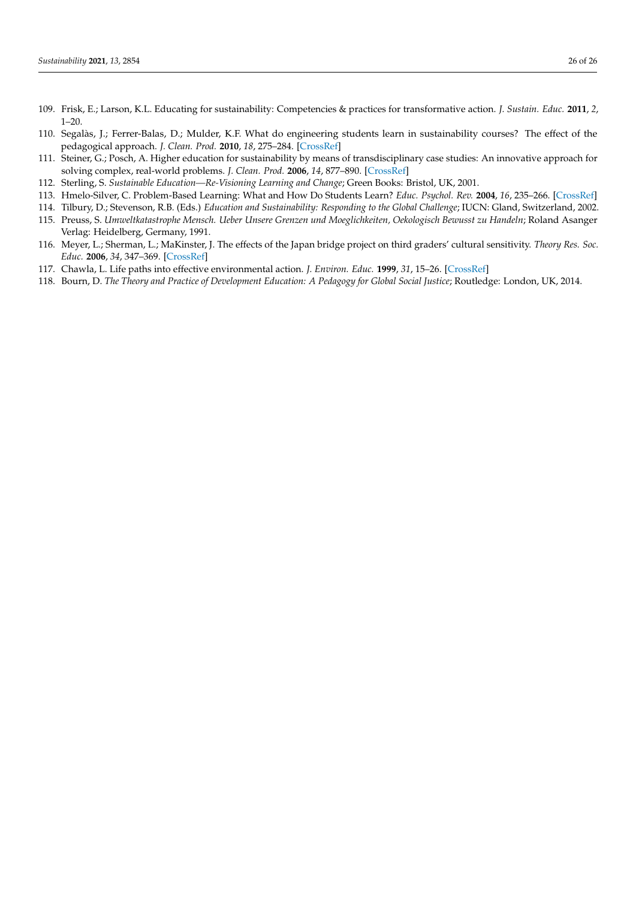109. Frisk, E.; Larson, K.L. Educating for sustainability: Competencies & practices for transformative action. *J. Sustain. Educ.* **2011**, *2*, 1–20.
110. Segalàs, J.; Ferrer-Balas, D.; Mulder, K.F. What do engineering students learn in sustainability courses? The effect of the pedagogical approach. *J. Clean. Prod.* **2010**, *18*, 275–284. [CrossRef]
111. Steiner, G.; Posch, A. Higher education for sustainability by means of transdisciplinary case studies: An innovative approach for solving complex, real-world problems. *J. Clean. Prod.* **2006**, *14*, 877–890. [CrossRef]
112. Sterling, S. *Sustainable Education—Re-Visioning Learning and Change*; Green Books: Bristol, UK, 2001.
113. Hmelo-Silver, C. Problem-Based Learning: What and How Do Students Learn? *Educ. Psychol. Rev.* **2004**, *16*, 235–266. [CrossRef]
114. Tilbury, D.; Stevenson, R.B. (Eds.) *Education and Sustainability: Responding to the Global Challenge*; IUCN: Gland, Switzerland, 2002.
115. Preuss, S. *Umweltkatastrophe Mensch. Ueber Unsere Grenzen und Moeglichkeiten, Oekologisch Bewusst zu Handeln*; Roland Asanger Verlag: Heidelberg, Germany, 1991.
116. Meyer, L.; Sherman, L.; MaKinster, J. The effects of the Japan bridge project on third graders' cultural sensitivity. *Theory Res. Soc. Educ.* **2006**, *34*, 347–369. [CrossRef]
117. Chawla, L. Life paths into effective environmental action. *J. Environ. Educ.* **1999**, *31*, 15–26. [CrossRef]
118. Bourn, D. *The Theory and Practice of Development Education: A Pedagogy for Global Social Justice*; Routledge: London, UK, 2014.